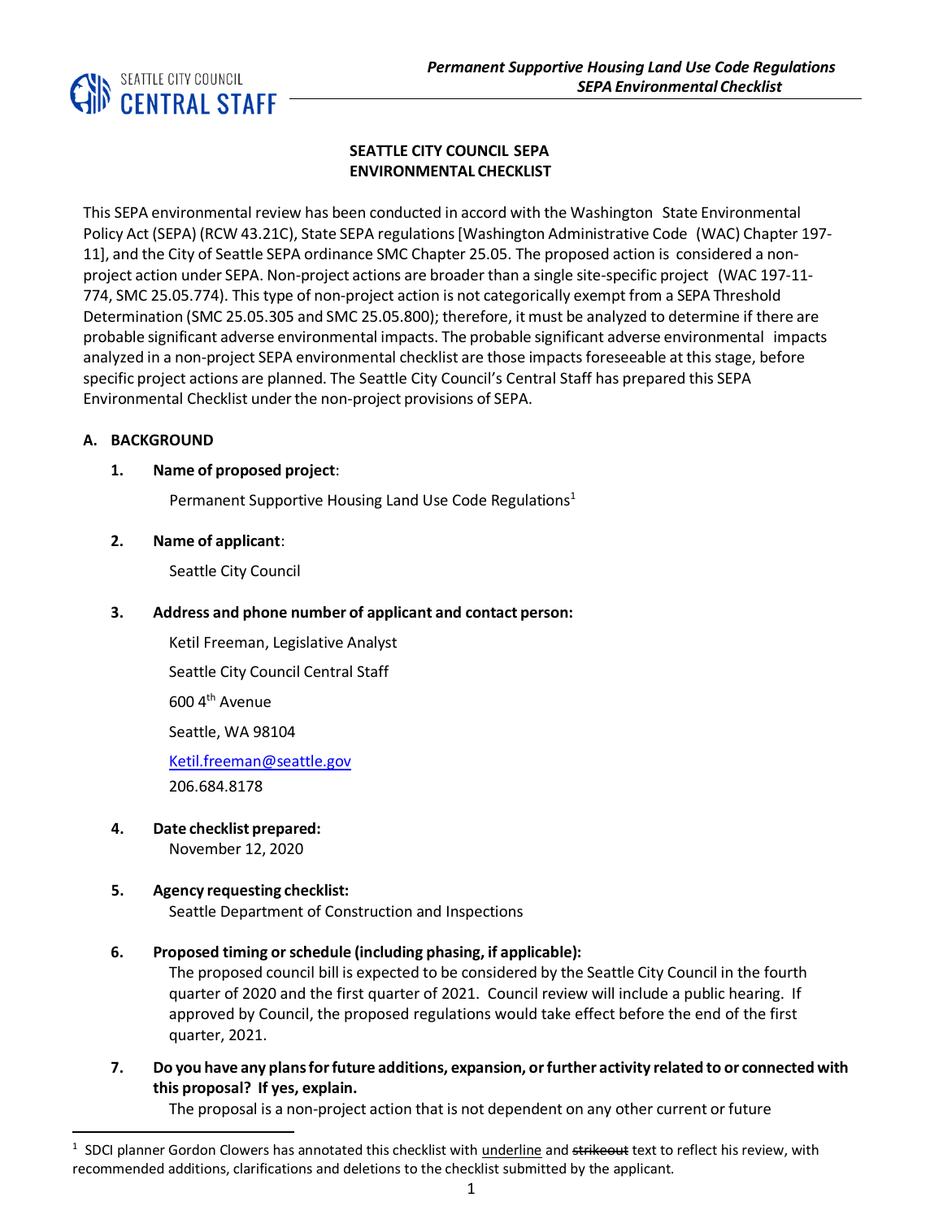# SEATTLE CITY COUNCIL SEPA ENVIRONMENTAL CHECKLIST

This SEPA environmental review has been conducted in accord with the Washington State Environmental Policy Act (SEPA) (RCW 43.21C), State SEPA regulations [Washington Administrative Code (WAC) Chapter 197-11], and the City of Seattle SEPA ordinance SMC Chapter 25.05. The proposed action is considered a non-project action under SEPA. Non-project actions are broader than a single site-specific project (WAC 197-11-774, SMC 25.05.774). This type of non-project action is not categorically exempt from a SEPA Threshold Determination (SMC 25.05.305 and SMC 25.05.800); therefore, it must be analyzed to determine if there are probable significant adverse environmental impacts. The probable significant adverse environmental impacts analyzed in a non-project SEPA environmental checklist are those impacts foreseeable at this stage, before specific project actions are planned. The Seattle City Council's Central Staff has prepared this SEPA Environmental Checklist under the non-project provisions of SEPA.

## A. BACKGROUND

1. **Name of proposed project**:

   Permanent Supportive Housing Land Use Code Regulations[1]

2. **Name of applicant**:

   Seattle City Council

3. **Address and phone number of applicant and contact person:**

   Ketil Freeman, Legislative Analyst

   Seattle City Council Central Staff

   600 4th Avenue

   Seattle, WA 98104

   Ketil.freeman@seattle.gov

   206.684.8178

4. **Date checklist prepared:**
   November 12, 2020

5. **Agency requesting checklist:**
   Seattle Department of Construction and Inspections

6. **Proposed timing or schedule (including phasing, if applicable):**
   The proposed council bill is expected to be considered by the Seattle City Council in the fourth quarter of 2020 and the first quarter of 2021. Council review will include a public hearing. If approved by Council, the proposed regulations would take effect before the end of the first quarter, 2021.

7. **Do you have any plans for future additions, expansion, or further activity related to or connected with this proposal? If yes, explain.**
   The proposal is a non-project action that is not dependent on any other current or future

---

[1] SDCI planner Gordon Clowers has annotated this checklist with underline and ~~strikeout~~ text to reflect his review, with recommended additions, clarifications and deletions to the checklist submitted by the applicant.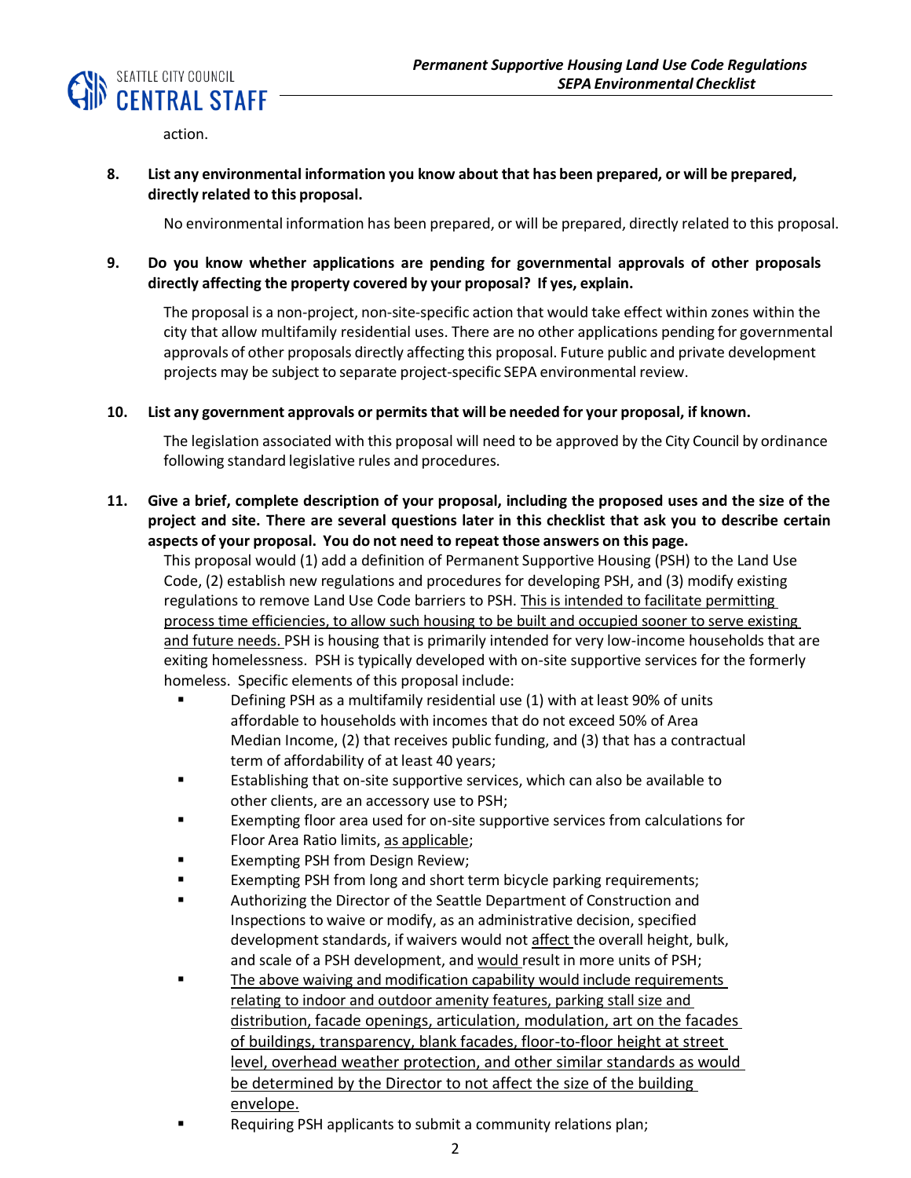action.

**8. List any environmental information you know about that has been prepared, or will be prepared, directly related to this proposal.**

No environmental information has been prepared, or will be prepared, directly related to this proposal.

**9. Do you know whether applications are pending for governmental approvals of other proposals directly affecting the property covered by your proposal? If yes, explain.**

The proposal is a non-project, non-site-specific action that would take effect within zones within the city that allow multifamily residential uses. There are no other applications pending for governmental approvals of other proposals directly affecting this proposal. Future public and private development projects may be subject to separate project-specific SEPA environmental review.

**10. List any government approvals or permits that will be needed for your proposal, if known.**

The legislation associated with this proposal will need to be approved by the City Council by ordinance following standard legislative rules and procedures.

**11. Give a brief, complete description of your proposal, including the proposed uses and the size of the project and site. There are several questions later in this checklist that ask you to describe certain aspects of your proposal. You do not need to repeat those answers on this page.**

This proposal would (1) add a definition of Permanent Supportive Housing (PSH) to the Land Use Code, (2) establish new regulations and procedures for developing PSH, and (3) modify existing regulations to remove Land Use Code barriers to PSH. <u>This is intended to facilitate permitting process time efficiencies, to allow such housing to be built and occupied sooner to serve existing and future needs.</u> PSH is housing that is primarily intended for very low-income households that are exiting homelessness. PSH is typically developed with on-site supportive services for the formerly homeless. Specific elements of this proposal include:

- Defining PSH as a multifamily residential use (1) with at least 90% of units affordable to households with incomes that do not exceed 50% of Area Median Income, (2) that receives public funding, and (3) that has a contractual term of affordability of at least 40 years;
- Establishing that on-site supportive services, which can also be available to other clients, are an accessory use to PSH;
- Exempting floor area used for on-site supportive services from calculations for Floor Area Ratio limits, <u>as applicable</u>;
- Exempting PSH from Design Review;
- Exempting PSH from long and short term bicycle parking requirements;
- Authorizing the Director of the Seattle Department of Construction and Inspections to waive or modify, as an administrative decision, specified development standards, if waivers would not <u>affect</u> the overall height, bulk, and scale of a PSH development, and <u>would</u> result in more units of PSH;
- <u>The above waiving and modification capability would include requirements relating to indoor and outdoor amenity features, parking stall size and distribution, facade openings, articulation, modulation, art on the facades of buildings, transparency, blank facades, floor-to-floor height at street level, overhead weather protection, and other similar standards as would be determined by the Director to not affect the size of the building envelope.</u>
- Requiring PSH applicants to submit a community relations plan;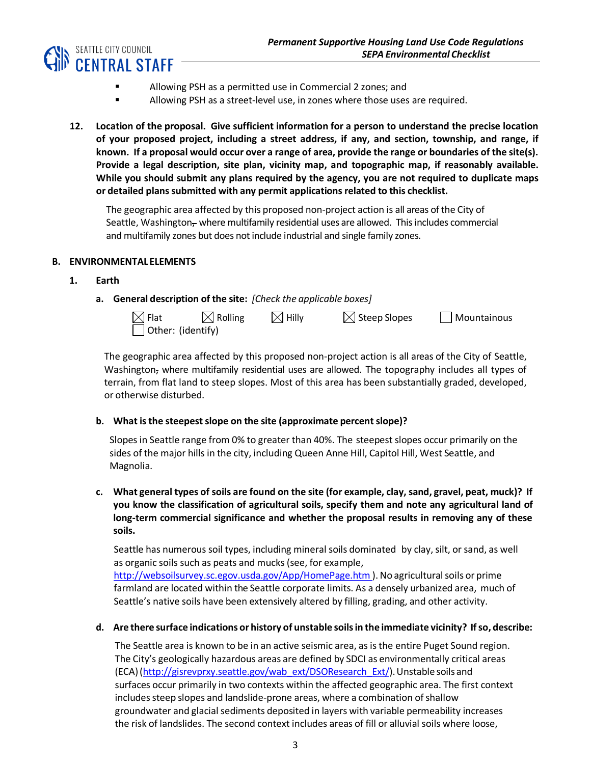- Allowing PSH as a permitted use in Commercial 2 zones; and
- Allowing PSH as a street-level use, in zones where those uses are required.

**12. Location of the proposal. Give sufficient information for a person to understand the precise location of your proposed project, including a street address, if any, and section, township, and range, if known. If a proposal would occur over a range of area, provide the range or boundaries of the site(s). Provide a legal description, site plan, vicinity map, and topographic map, if reasonably available. While you should submit any plans required by the agency, you are not required to duplicate maps or detailed plans submitted with any permit applications related to this checklist.**

The geographic area affected by this proposed non-project action is all areas of the City of Seattle, Washington, where multifamily residential uses are allowed. This includes commercial and multifamily zones but does not include industrial and single family zones.

## B. ENVIRONMENTAL ELEMENTS

### 1. Earth

**a. General description of the site:** *[Check the applicable boxes]*

☒ Flat ☒ Rolling ☒ Hilly ☒ Steep Slopes ☐ Mountainous
☐ Other: (identify)

The geographic area affected by this proposed non-project action is all areas of the City of Seattle, Washington, where multifamily residential uses are allowed. The topography includes all types of terrain, from flat land to steep slopes. Most of this area has been substantially graded, developed, or otherwise disturbed.

**b. What is the steepest slope on the site (approximate percent slope)?**

Slopes in Seattle range from 0% to greater than 40%. The steepest slopes occur primarily on the sides of the major hills in the city, including Queen Anne Hill, Capitol Hill, West Seattle, and Magnolia.

**c. What general types of soils are found on the site (for example, clay, sand, gravel, peat, muck)? If you know the classification of agricultural soils, specify them and note any agricultural land of long-term commercial significance and whether the proposal results in removing any of these soils.**

Seattle has numerous soil types, including mineral soils dominated by clay, silt, or sand, as well as organic soils such as peats and mucks (see, for example, http://websoilsurvey.sc.egov.usda.gov/App/HomePage.htm ). No agricultural soils or prime farmland are located within the Seattle corporate limits. As a densely urbanized area, much of Seattle's native soils have been extensively altered by filling, grading, and other activity.

**d. Are there surface indications or history of unstable soils in the immediate vicinity? If so, describe:**

The Seattle area is known to be in an active seismic area, as is the entire Puget Sound region. The City's geologically hazardous areas are defined by SDCI as environmentally critical areas (ECA) (http://gisrevprxy.seattle.gov/wab_ext/DSOResearch_Ext/). Unstable soils and surfaces occur primarily in two contexts within the affected geographic area. The first context includes steep slopes and landslide-prone areas, where a combination of shallow groundwater and glacial sediments deposited in layers with variable permeability increases the risk of landslides. The second context includes areas of fill or alluvial soils where loose,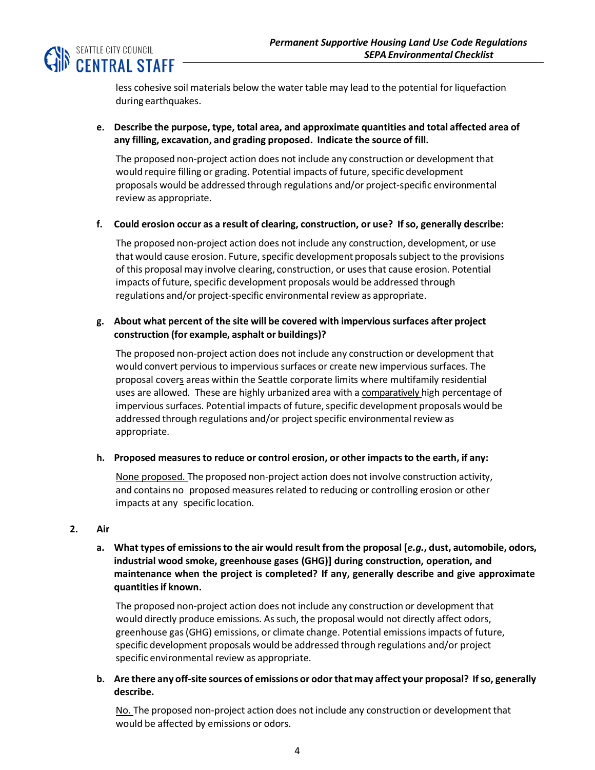less cohesive soil materials below the water table may lead to the potential for liquefaction during earthquakes.

**e. Describe the purpose, type, total area, and approximate quantities and total affected area of any filling, excavation, and grading proposed. Indicate the source of fill.**

The proposed non-project action does not include any construction or development that would require filling or grading. Potential impacts of future, specific development proposals would be addressed through regulations and/or project-specific environmental review as appropriate.

**f. Could erosion occur as a result of clearing, construction, or use? If so, generally describe:**

The proposed non-project action does not include any construction, development, or use that would cause erosion. Future, specific development proposals subject to the provisions of this proposal may involve clearing, construction, or uses that cause erosion. Potential impacts of future, specific development proposals would be addressed through regulations and/or project-specific environmental review as appropriate.

**g. About what percent of the site will be covered with impervious surfaces after project construction (for example, asphalt or buildings)?**

The proposed non-project action does not include any construction or development that would convert pervious to impervious surfaces or create new impervious surfaces. The proposal covers areas within the Seattle corporate limits where multifamily residential uses are allowed. These are highly urbanized area with a comparatively high percentage of impervious surfaces. Potential impacts of future, specific development proposals would be addressed through regulations and/or project specific environmental review as appropriate.

**h. Proposed measures to reduce or control erosion, or other impacts to the earth, if any:**

None proposed. The proposed non-project action does not involve construction activity, and contains no proposed measures related to reducing or controlling erosion or other impacts at any specific location.

**2. Air**

**a. What types of emissions to the air would result from the proposal [*e.g.*, dust, automobile, odors, industrial wood smoke, greenhouse gases (GHG)] during construction, operation, and maintenance when the project is completed? If any, generally describe and give approximate quantities if known.**

The proposed non-project action does not include any construction or development that would directly produce emissions. As such, the proposal would not directly affect odors, greenhouse gas (GHG) emissions, or climate change. Potential emissions impacts of future, specific development proposals would be addressed through regulations and/or project specific environmental review as appropriate.

**b. Are there any off-site sources of emissions or odor that may affect your proposal? If so, generally describe.**

No. The proposed non-project action does not include any construction or development that would be affected by emissions or odors.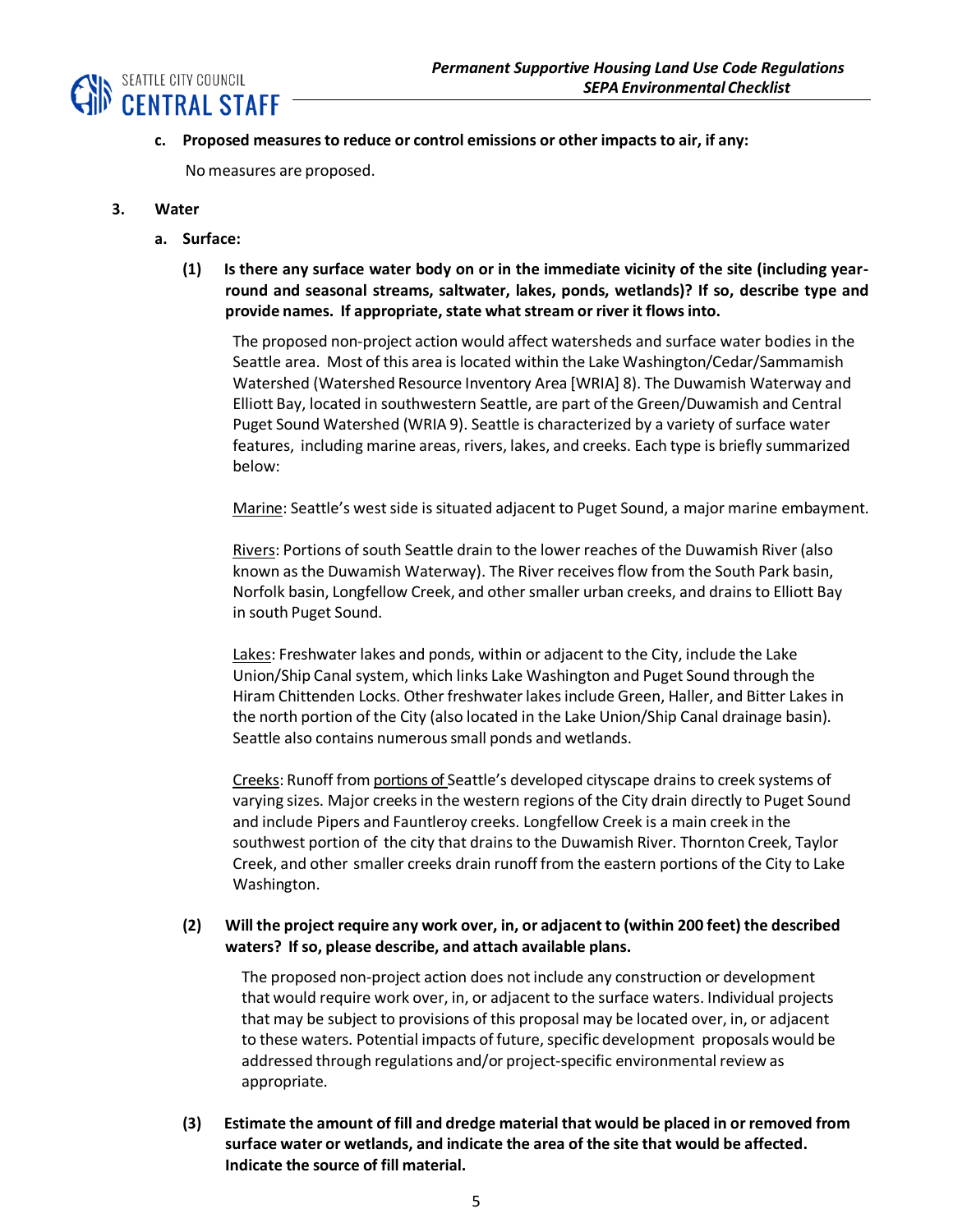**c. Proposed measures to reduce or control emissions or other impacts to air, if any:**

No measures are proposed.

**3. Water**

**a. Surface:**

**(1) Is there any surface water body on or in the immediate vicinity of the site (including year-round and seasonal streams, saltwater, lakes, ponds, wetlands)? If so, describe type and provide names. If appropriate, state what stream or river it flows into.**

The proposed non-project action would affect watersheds and surface water bodies in the Seattle area. Most of this area is located within the Lake Washington/Cedar/Sammamish Watershed (Watershed Resource Inventory Area [WRIA] 8). The Duwamish Waterway and Elliott Bay, located in southwestern Seattle, are part of the Green/Duwamish and Central Puget Sound Watershed (WRIA 9). Seattle is characterized by a variety of surface water features, including marine areas, rivers, lakes, and creeks. Each type is briefly summarized below:

<u>Marine</u>: Seattle's west side is situated adjacent to Puget Sound, a major marine embayment.

<u>Rivers</u>: Portions of south Seattle drain to the lower reaches of the Duwamish River (also known as the Duwamish Waterway). The River receives flow from the South Park basin, Norfolk basin, Longfellow Creek, and other smaller urban creeks, and drains to Elliott Bay in south Puget Sound.

<u>Lakes</u>: Freshwater lakes and ponds, within or adjacent to the City, include the Lake Union/Ship Canal system, which links Lake Washington and Puget Sound through the Hiram Chittenden Locks. Other freshwater lakes include Green, Haller, and Bitter Lakes in the north portion of the City (also located in the Lake Union/Ship Canal drainage basin). Seattle also contains numerous small ponds and wetlands.

<u>Creeks</u>: Runoff from <u>portions of</u> Seattle's developed cityscape drains to creek systems of varying sizes. Major creeks in the western regions of the City drain directly to Puget Sound and include Pipers and Fauntleroy creeks. Longfellow Creek is a main creek in the southwest portion of the city that drains to the Duwamish River. Thornton Creek, Taylor Creek, and other smaller creeks drain runoff from the eastern portions of the City to Lake Washington.

**(2) Will the project require any work over, in, or adjacent to (within 200 feet) the described waters? If so, please describe, and attach available plans.**

The proposed non-project action does not include any construction or development that would require work over, in, or adjacent to the surface waters. Individual projects that may be subject to provisions of this proposal may be located over, in, or adjacent to these waters. Potential impacts of future, specific development proposals would be addressed through regulations and/or project-specific environmental review as appropriate.

**(3) Estimate the amount of fill and dredge material that would be placed in or removed from surface water or wetlands, and indicate the area of the site that would be affected. Indicate the source of fill material.**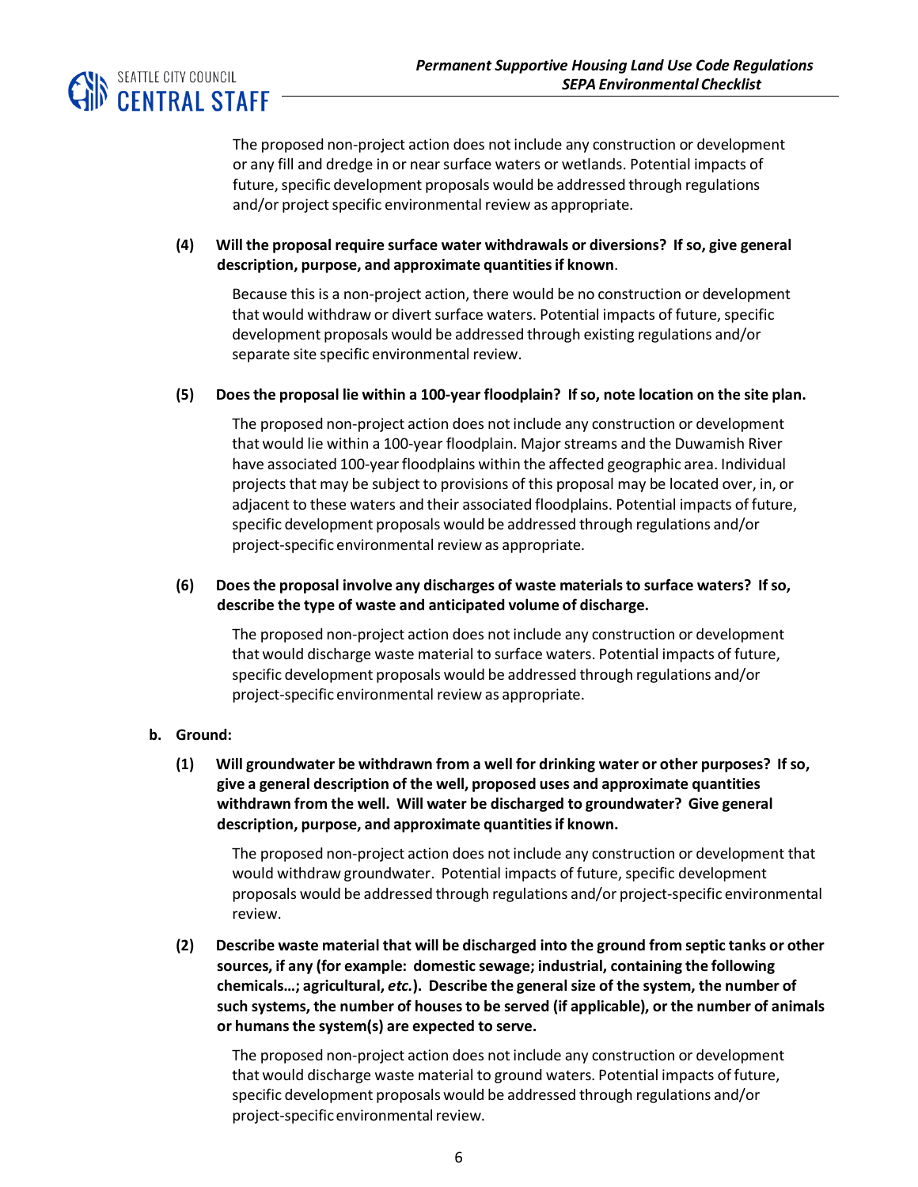The proposed non-project action does not include any construction or development or any fill and dredge in or near surface waters or wetlands. Potential impacts of future, specific development proposals would be addressed through regulations and/or project specific environmental review as appropriate.

**(4) Will the proposal require surface water withdrawals or diversions? If so, give general description, purpose, and approximate quantities if known**.

Because this is a non-project action, there would be no construction or development that would withdraw or divert surface waters. Potential impacts of future, specific development proposals would be addressed through existing regulations and/or separate site specific environmental review.

**(5) Does the proposal lie within a 100-year floodplain? If so, note location on the site plan.**

The proposed non-project action does not include any construction or development that would lie within a 100-year floodplain. Major streams and the Duwamish River have associated 100-year floodplains within the affected geographic area. Individual projects that may be subject to provisions of this proposal may be located over, in, or adjacent to these waters and their associated floodplains. Potential impacts of future, specific development proposals would be addressed through regulations and/or project-specific environmental review as appropriate.

**(6) Does the proposal involve any discharges of waste materials to surface waters? If so, describe the type of waste and anticipated volume of discharge.**

The proposed non-project action does not include any construction or development that would discharge waste material to surface waters. Potential impacts of future, specific development proposals would be addressed through regulations and/or project-specific environmental review as appropriate.

**b. Ground:**

**(1) Will groundwater be withdrawn from a well for drinking water or other purposes? If so, give a general description of the well, proposed uses and approximate quantities withdrawn from the well. Will water be discharged to groundwater? Give general description, purpose, and approximate quantities if known.**

The proposed non-project action does not include any construction or development that would withdraw groundwater. Potential impacts of future, specific development proposals would be addressed through regulations and/or project-specific environmental review.

**(2) Describe waste material that will be discharged into the ground from septic tanks or other sources, if any (for example: domestic sewage; industrial, containing the following chemicals…; agricultural, *etc.*). Describe the general size of the system, the number of such systems, the number of houses to be served (if applicable), or the number of animals or humans the system(s) are expected to serve.**

The proposed non-project action does not include any construction or development that would discharge waste material to ground waters. Potential impacts of future, specific development proposals would be addressed through regulations and/or project-specific environmental review.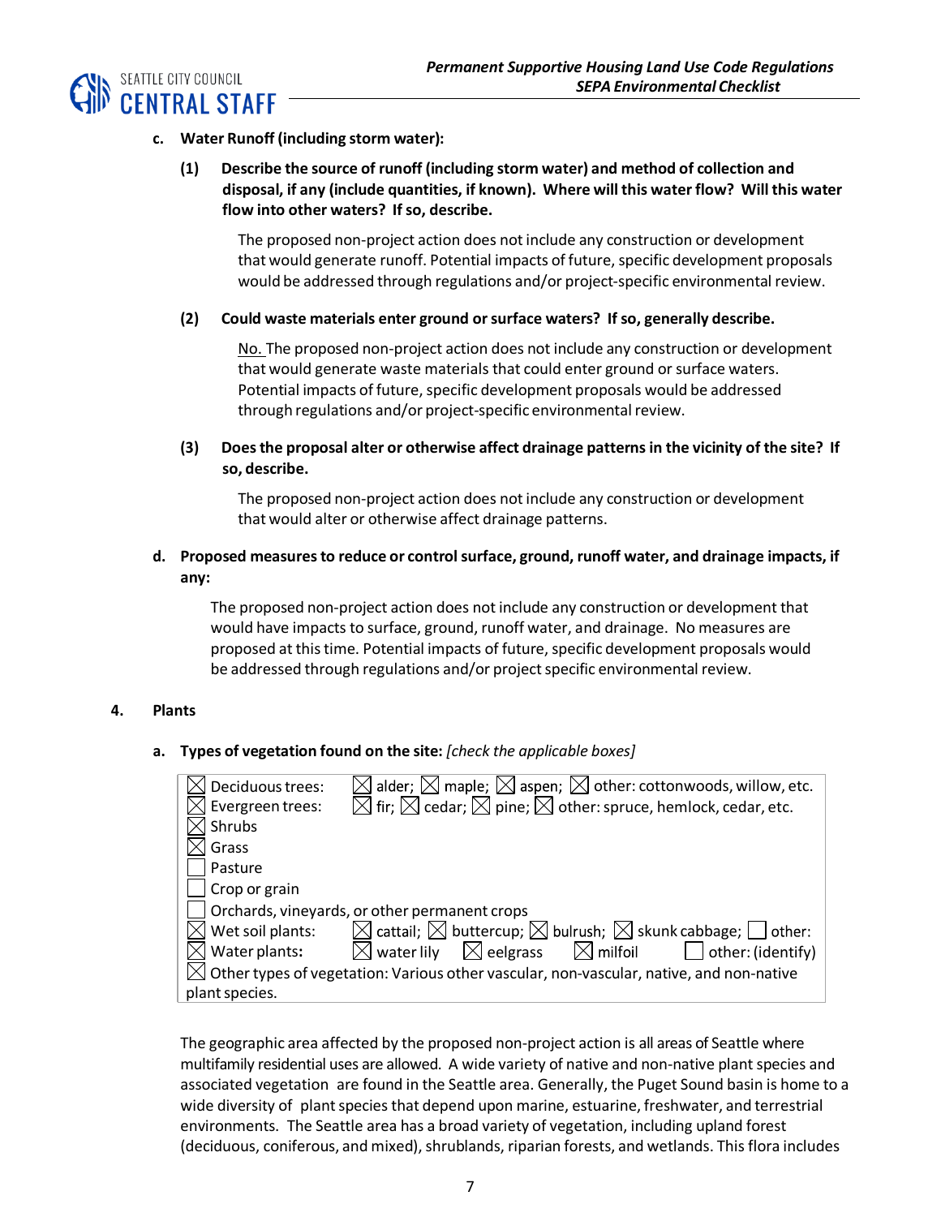**c. Water Runoff (including storm water):**

**(1) Describe the source of runoff (including storm water) and method of collection and disposal, if any (include quantities, if known). Where will this water flow? Will this water flow into other waters? If so, describe.**

The proposed non-project action does not include any construction or development that would generate runoff. Potential impacts of future, specific development proposals would be addressed through regulations and/or project-specific environmental review.

**(2) Could waste materials enter ground or surface waters? If so, generally describe.**

No. The proposed non-project action does not include any construction or development that would generate waste materials that could enter ground or surface waters. Potential impacts of future, specific development proposals would be addressed through regulations and/or project-specific environmental review.

**(3) Does the proposal alter or otherwise affect drainage patterns in the vicinity of the site? If so, describe.**

The proposed non-project action does not include any construction or development that would alter or otherwise affect drainage patterns.

**d. Proposed measures to reduce or control surface, ground, runoff water, and drainage impacts, if any:**

The proposed non-project action does not include any construction or development that would have impacts to surface, ground, runoff water, and drainage. No measures are proposed at this time. Potential impacts of future, specific development proposals would be addressed through regulations and/or project specific environmental review.

**4. Plants**

**a. Types of vegetation found on the site:** *[check the applicable boxes]*

| | |
|---|---|
| ☒ Deciduous trees: | ☒ alder; ☒ maple; ☒ aspen; ☒ other: cottonwoods, willow, etc. |
| ☒ Evergreen trees: | ☒ fir; ☒ cedar; ☒ pine; ☒ other: spruce, hemlock, cedar, etc. |
| ☒ Shrubs | |
| ☒ Grass | |
| ☐ Pasture | |
| ☐ Crop or grain | |
| ☐ Orchards, vineyards, or other permanent crops | |
| ☒ Wet soil plants: | ☒ cattail; ☒ buttercup; ☒ bulrush; ☒ skunk cabbage; ☐ other: |
| ☒ Water plants: | ☒ water lily ☒ eelgrass ☒ milfoil ☐ other: (identify) |
| ☒ Other types of vegetation: Various other vascular, non-vascular, native, and non-native plant species. | |

The geographic area affected by the proposed non-project action is all areas of Seattle where multifamily residential uses are allowed. A wide variety of native and non-native plant species and associated vegetation are found in the Seattle area. Generally, the Puget Sound basin is home to a wide diversity of plant species that depend upon marine, estuarine, freshwater, and terrestrial environments. The Seattle area has a broad variety of vegetation, including upland forest (deciduous, coniferous, and mixed), shrublands, riparian forests, and wetlands. This flora includes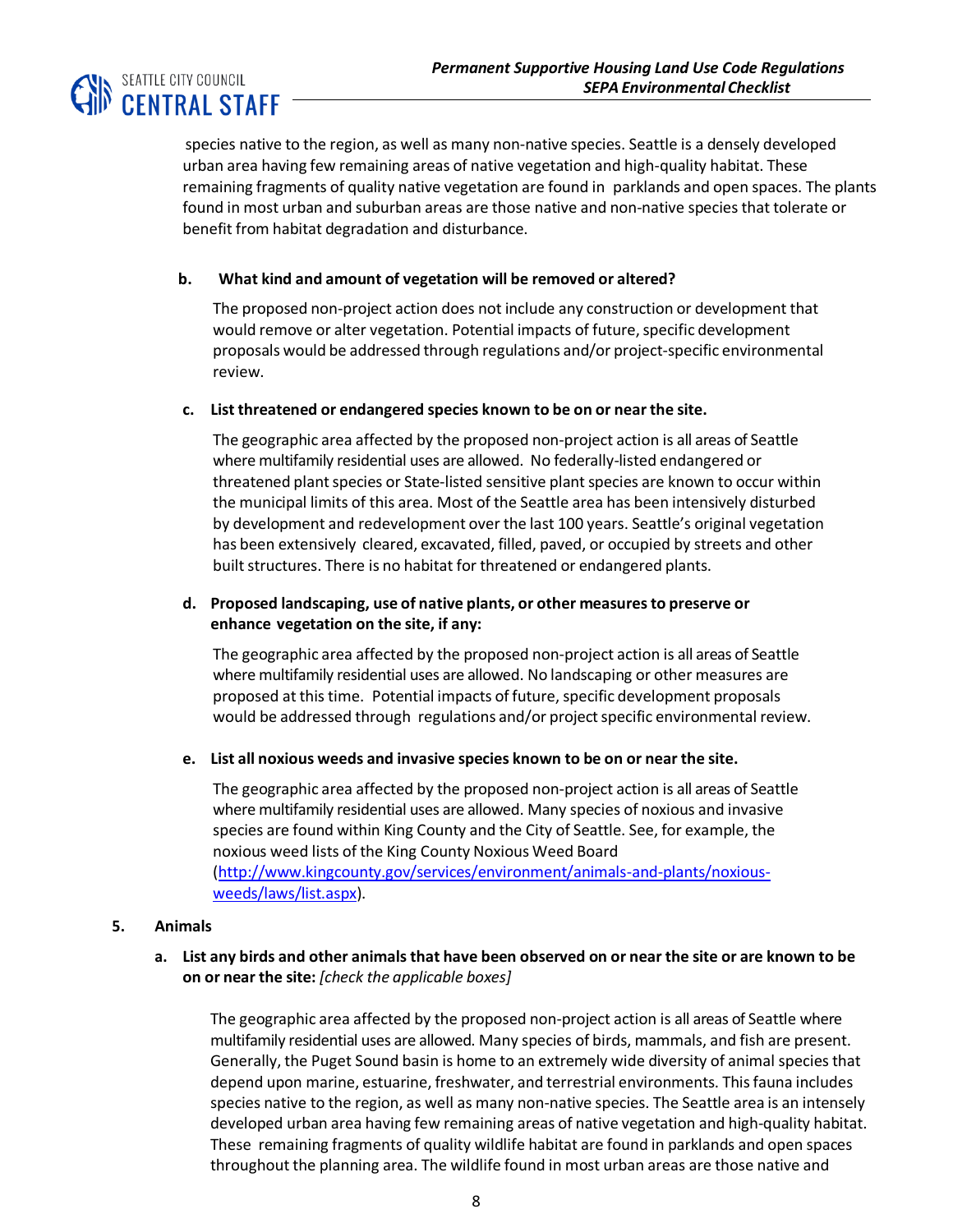species native to the region, as well as many non-native species. Seattle is a densely developed urban area having few remaining areas of native vegetation and high-quality habitat. These remaining fragments of quality native vegetation are found in parklands and open spaces. The plants found in most urban and suburban areas are those native and non-native species that tolerate or benefit from habitat degradation and disturbance.

**b. What kind and amount of vegetation will be removed or altered?**

The proposed non-project action does not include any construction or development that would remove or alter vegetation. Potential impacts of future, specific development proposals would be addressed through regulations and/or project-specific environmental review.

**c. List threatened or endangered species known to be on or near the site.**

The geographic area affected by the proposed non-project action is all areas of Seattle where multifamily residential uses are allowed. No federally-listed endangered or threatened plant species or State-listed sensitive plant species are known to occur within the municipal limits of this area. Most of the Seattle area has been intensively disturbed by development and redevelopment over the last 100 years. Seattle's original vegetation has been extensively cleared, excavated, filled, paved, or occupied by streets and other built structures. There is no habitat for threatened or endangered plants.

**d. Proposed landscaping, use of native plants, or other measures to preserve or enhance vegetation on the site, if any:**

The geographic area affected by the proposed non-project action is all areas of Seattle where multifamily residential uses are allowed. No landscaping or other measures are proposed at this time. Potential impacts of future, specific development proposals would be addressed through regulations and/or project specific environmental review.

**e. List all noxious weeds and invasive species known to be on or near the site.**

The geographic area affected by the proposed non-project action is all areas of Seattle where multifamily residential uses are allowed. Many species of noxious and invasive species are found within King County and the City of Seattle. See, for example, the noxious weed lists of the King County Noxious Weed Board (http://www.kingcounty.gov/services/environment/animals-and-plants/noxious-weeds/laws/list.aspx).

### 5. Animals

**a. List any birds and other animals that have been observed on or near the site or are known to be on or near the site:** *[check the applicable boxes]*

The geographic area affected by the proposed non-project action is all areas of Seattle where multifamily residential uses are allowed. Many species of birds, mammals, and fish are present. Generally, the Puget Sound basin is home to an extremely wide diversity of animal species that depend upon marine, estuarine, freshwater, and terrestrial environments. This fauna includes species native to the region, as well as many non-native species. The Seattle area is an intensely developed urban area having few remaining areas of native vegetation and high-quality habitat. These remaining fragments of quality wildlife habitat are found in parklands and open spaces throughout the planning area. The wildlife found in most urban areas are those native and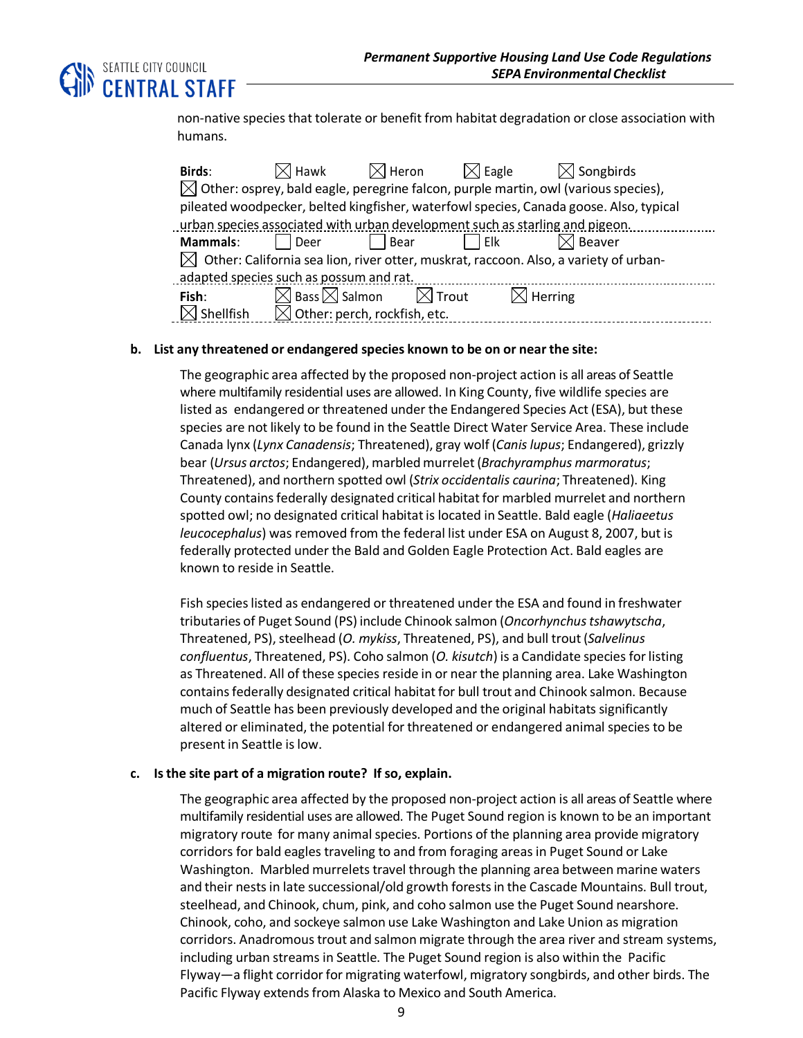non-native species that tolerate or benefit from habitat degradation or close association with humans.

**Birds**: ☒ Hawk ☒ Heron ☒ Eagle ☒ Songbirds
☒ Other: osprey, bald eagle, peregrine falcon, purple martin, owl (various species), pileated woodpecker, belted kingfisher, waterfowl species, Canada goose. Also, typical urban species associated with urban development such as starling and pigeon.

**Mammals**: ☐ Deer ☐ Bear ☐ Elk ☒ Beaver
☒ Other: California sea lion, river otter, muskrat, raccoon. Also, a variety of urban-adapted species such as possum and rat.

**Fish**: ☒ Bass ☒ Salmon ☒ Trout ☒ Herring
☒ Shellfish ☒ Other: perch, rockfish, etc.

**b. List any threatened or endangered species known to be on or near the site:**

The geographic area affected by the proposed non-project action is all areas of Seattle where multifamily residential uses are allowed. In King County, five wildlife species are listed as endangered or threatened under the Endangered Species Act (ESA), but these species are not likely to be found in the Seattle Direct Water Service Area. These include Canada lynx (*Lynx Canadensis*; Threatened), gray wolf (*Canis lupus*; Endangered), grizzly bear (*Ursus arctos*; Endangered), marbled murrelet (*Brachyramphus marmoratus*; Threatened), and northern spotted owl (*Strix occidentalis caurina*; Threatened). King County contains federally designated critical habitat for marbled murrelet and northern spotted owl; no designated critical habitat is located in Seattle. Bald eagle (*Haliaeetus leucocephalus*) was removed from the federal list under ESA on August 8, 2007, but is federally protected under the Bald and Golden Eagle Protection Act. Bald eagles are known to reside in Seattle.

Fish species listed as endangered or threatened under the ESA and found in freshwater tributaries of Puget Sound (PS) include Chinook salmon (*Oncorhynchus tshawytscha*, Threatened, PS), steelhead (*O. mykiss*, Threatened, PS), and bull trout (*Salvelinus confluentus*, Threatened, PS). Coho salmon (*O. kisutch*) is a Candidate species for listing as Threatened. All of these species reside in or near the planning area. Lake Washington contains federally designated critical habitat for bull trout and Chinook salmon. Because much of Seattle has been previously developed and the original habitats significantly altered or eliminated, the potential for threatened or endangered animal species to be present in Seattle is low.

**c. Is the site part of a migration route? If so, explain.**

The geographic area affected by the proposed non-project action is all areas of Seattle where multifamily residential uses are allowed. The Puget Sound region is known to be an important migratory route for many animal species. Portions of the planning area provide migratory corridors for bald eagles traveling to and from foraging areas in Puget Sound or Lake Washington. Marbled murrelets travel through the planning area between marine waters and their nests in late successional/old growth forests in the Cascade Mountains. Bull trout, steelhead, and Chinook, chum, pink, and coho salmon use the Puget Sound nearshore. Chinook, coho, and sockeye salmon use Lake Washington and Lake Union as migration corridors. Anadromous trout and salmon migrate through the area river and stream systems, including urban streams in Seattle. The Puget Sound region is also within the Pacific Flyway—a flight corridor for migrating waterfowl, migratory songbirds, and other birds. The Pacific Flyway extends from Alaska to Mexico and South America.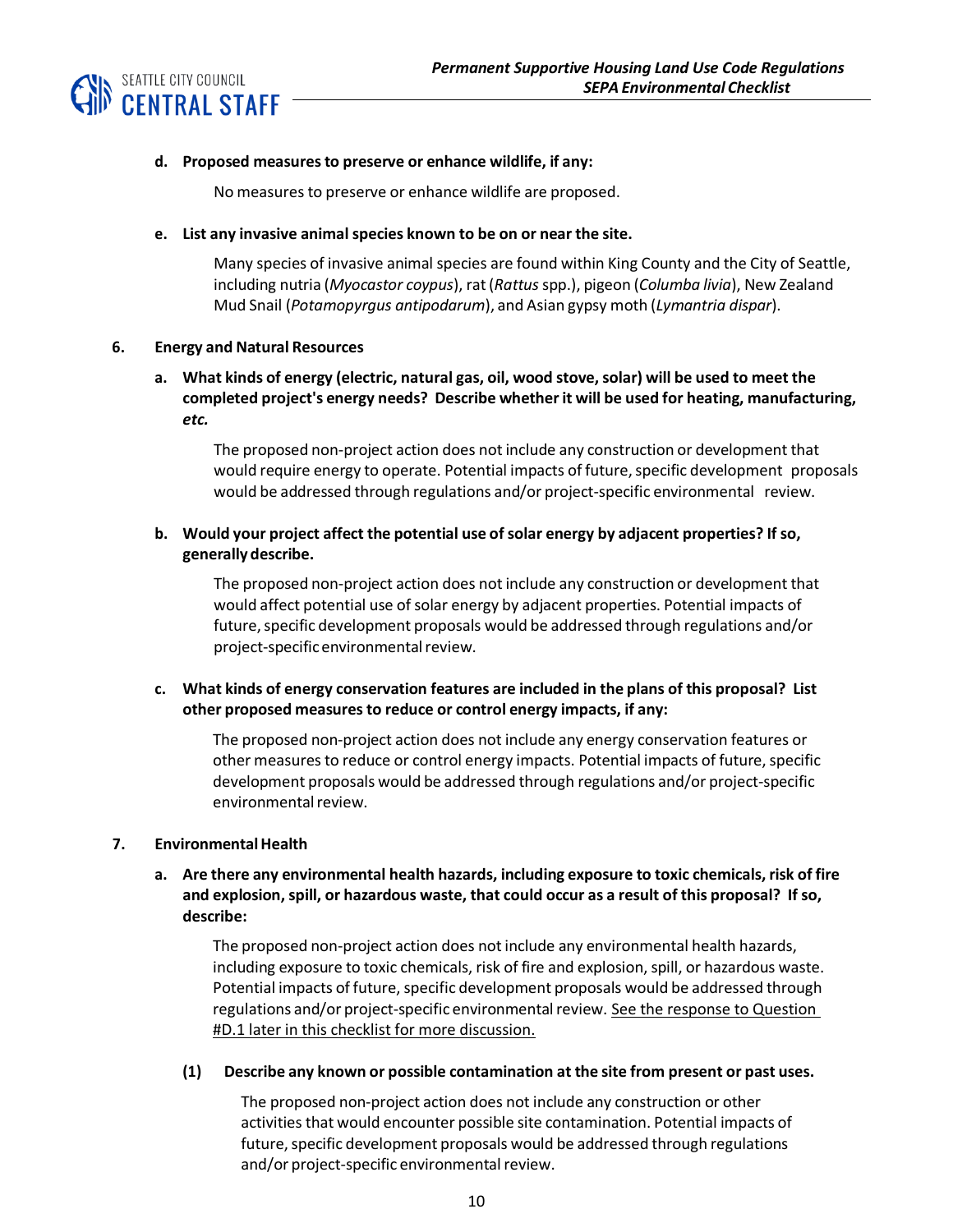**d. Proposed measures to preserve or enhance wildlife, if any:**

No measures to preserve or enhance wildlife are proposed.

**e. List any invasive animal species known to be on or near the site.**

Many species of invasive animal species are found within King County and the City of Seattle, including nutria (*Myocastor coypus*), rat (*Rattus* spp.), pigeon (*Columba livia*), New Zealand Mud Snail (*Potamopyrgus antipodarum*), and Asian gypsy moth (*Lymantria dispar*).

**6. Energy and Natural Resources**

**a. What kinds of energy (electric, natural gas, oil, wood stove, solar) will be used to meet the completed project's energy needs? Describe whether it will be used for heating, manufacturing, *etc.***

The proposed non-project action does not include any construction or development that would require energy to operate. Potential impacts of future, specific development proposals would be addressed through regulations and/or project-specific environmental review.

**b. Would your project affect the potential use of solar energy by adjacent properties? If so, generally describe.**

The proposed non-project action does not include any construction or development that would affect potential use of solar energy by adjacent properties. Potential impacts of future, specific development proposals would be addressed through regulations and/or project-specific environmental review.

**c. What kinds of energy conservation features are included in the plans of this proposal? List other proposed measures to reduce or control energy impacts, if any:**

The proposed non-project action does not include any energy conservation features or other measures to reduce or control energy impacts. Potential impacts of future, specific development proposals would be addressed through regulations and/or project-specific environmental review.

**7. Environmental Health**

**a. Are there any environmental health hazards, including exposure to toxic chemicals, risk of fire and explosion, spill, or hazardous waste, that could occur as a result of this proposal? If so, describe:**

The proposed non-project action does not include any environmental health hazards, including exposure to toxic chemicals, risk of fire and explosion, spill, or hazardous waste. Potential impacts of future, specific development proposals would be addressed through regulations and/or project-specific environmental review. See the response to Question #D.1 later in this checklist for more discussion.

**(1) Describe any known or possible contamination at the site from present or past uses.**

The proposed non-project action does not include any construction or other activities that would encounter possible site contamination. Potential impacts of future, specific development proposals would be addressed through regulations and/or project-specific environmental review.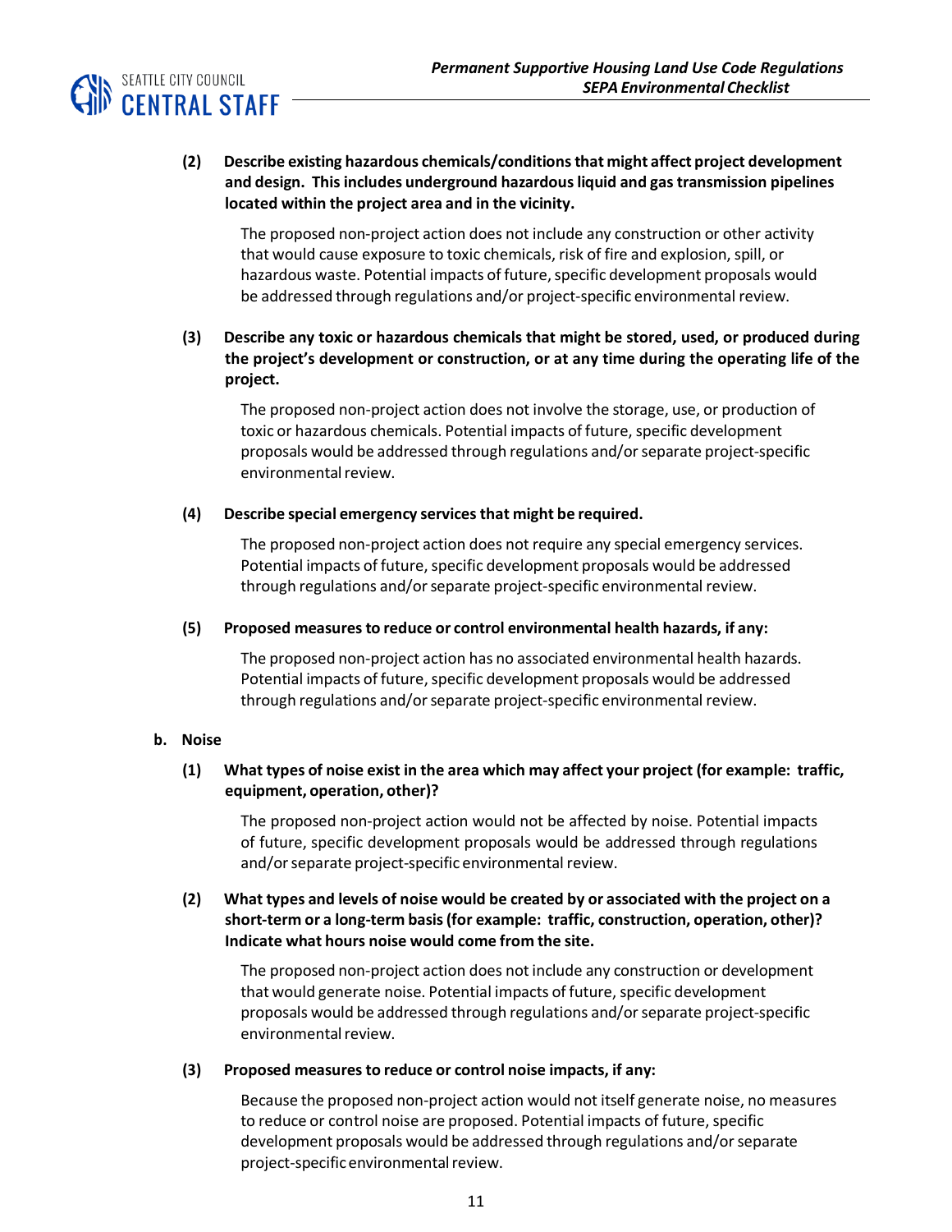**(2) Describe existing hazardous chemicals/conditions that might affect project development and design. This includes underground hazardous liquid and gas transmission pipelines located within the project area and in the vicinity.**

The proposed non-project action does not include any construction or other activity that would cause exposure to toxic chemicals, risk of fire and explosion, spill, or hazardous waste. Potential impacts of future, specific development proposals would be addressed through regulations and/or project-specific environmental review.

**(3) Describe any toxic or hazardous chemicals that might be stored, used, or produced during the project's development or construction, or at any time during the operating life of the project.**

The proposed non-project action does not involve the storage, use, or production of toxic or hazardous chemicals. Potential impacts of future, specific development proposals would be addressed through regulations and/or separate project-specific environmental review.

**(4) Describe special emergency services that might be required.**

The proposed non-project action does not require any special emergency services. Potential impacts of future, specific development proposals would be addressed through regulations and/or separate project-specific environmental review.

**(5) Proposed measures to reduce or control environmental health hazards, if any:**

The proposed non-project action has no associated environmental health hazards. Potential impacts of future, specific development proposals would be addressed through regulations and/or separate project-specific environmental review.

**b. Noise**

**(1) What types of noise exist in the area which may affect your project (for example: traffic, equipment, operation, other)?**

The proposed non-project action would not be affected by noise. Potential impacts of future, specific development proposals would be addressed through regulations and/or separate project-specific environmental review.

**(2) What types and levels of noise would be created by or associated with the project on a short-term or a long-term basis (for example: traffic, construction, operation, other)? Indicate what hours noise would come from the site.**

The proposed non-project action does not include any construction or development that would generate noise. Potential impacts of future, specific development proposals would be addressed through regulations and/or separate project-specific environmental review.

**(3) Proposed measures to reduce or control noise impacts, if any:**

Because the proposed non-project action would not itself generate noise, no measures to reduce or control noise are proposed. Potential impacts of future, specific development proposals would be addressed through regulations and/or separate project-specific environmental review.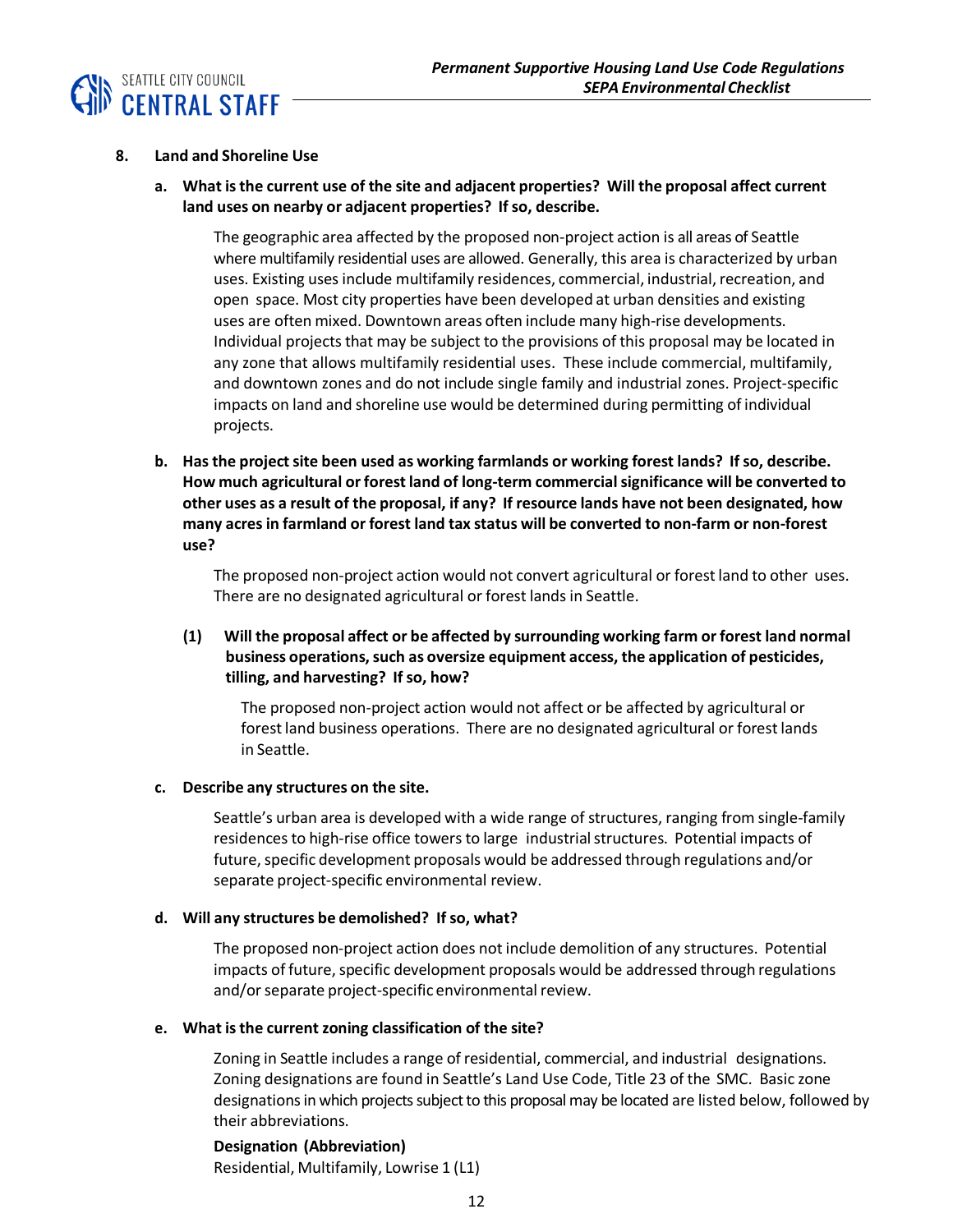**8. Land and Shoreline Use**

**a. What is the current use of the site and adjacent properties? Will the proposal affect current land uses on nearby or adjacent properties? If so, describe.**

The geographic area affected by the proposed non-project action is all areas of Seattle where multifamily residential uses are allowed. Generally, this area is characterized by urban uses. Existing uses include multifamily residences, commercial, industrial, recreation, and open space. Most city properties have been developed at urban densities and existing uses are often mixed. Downtown areas often include many high-rise developments. Individual projects that may be subject to the provisions of this proposal may be located in any zone that allows multifamily residential uses. These include commercial, multifamily, and downtown zones and do not include single family and industrial zones. Project-specific impacts on land and shoreline use would be determined during permitting of individual projects.

**b. Has the project site been used as working farmlands or working forest lands? If so, describe. How much agricultural or forest land of long-term commercial significance will be converted to other uses as a result of the proposal, if any? If resource lands have not been designated, how many acres in farmland or forest land tax status will be converted to non-farm or non-forest use?**

The proposed non-project action would not convert agricultural or forest land to other uses. There are no designated agricultural or forest lands in Seattle.

**(1) Will the proposal affect or be affected by surrounding working farm or forest land normal business operations, such as oversize equipment access, the application of pesticides, tilling, and harvesting? If so, how?**

The proposed non-project action would not affect or be affected by agricultural or forest land business operations. There are no designated agricultural or forest lands in Seattle.

**c. Describe any structures on the site.**

Seattle's urban area is developed with a wide range of structures, ranging from single-family residences to high-rise office towers to large industrial structures. Potential impacts of future, specific development proposals would be addressed through regulations and/or separate project-specific environmental review.

**d. Will any structures be demolished? If so, what?**

The proposed non-project action does not include demolition of any structures. Potential impacts of future, specific development proposals would be addressed through regulations and/or separate project-specific environmental review.

**e. What is the current zoning classification of the site?**

Zoning in Seattle includes a range of residential, commercial, and industrial designations. Zoning designations are found in Seattle's Land Use Code, Title 23 of the SMC. Basic zone designations in which projects subject to this proposal may be located are listed below, followed by their abbreviations.

**Designation (Abbreviation)**
Residential, Multifamily, Lowrise 1 (L1)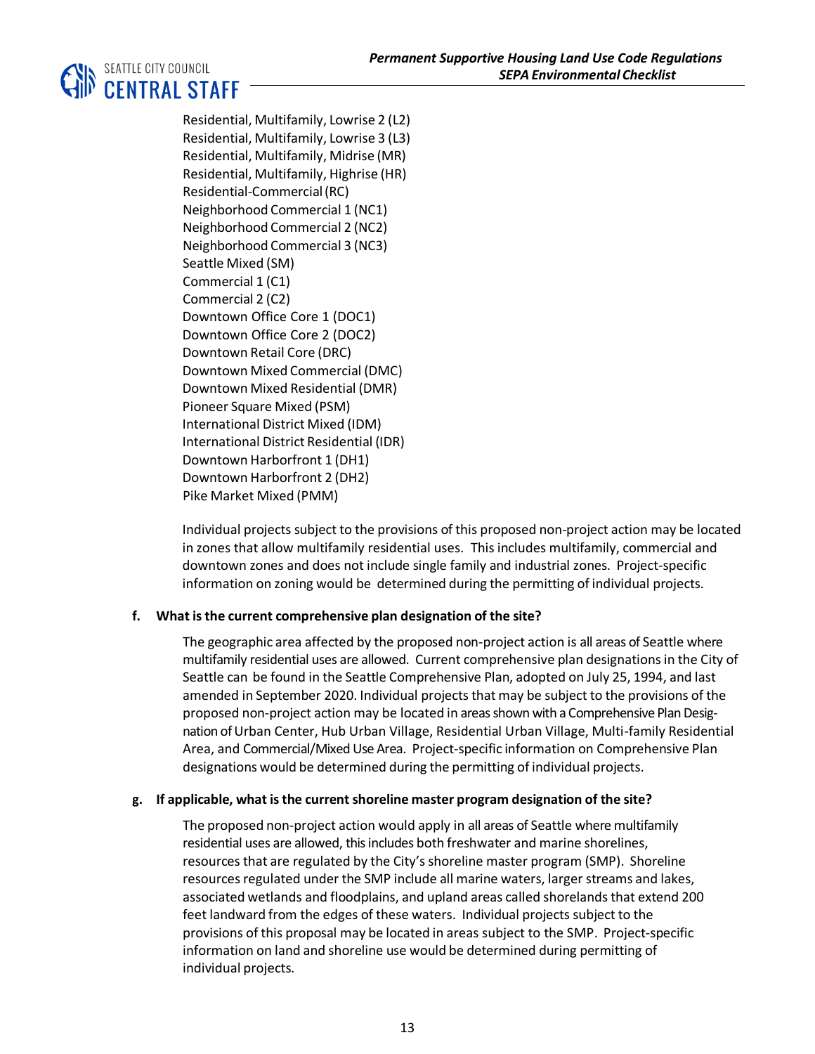Residential, Multifamily, Lowrise 2 (L2)
Residential, Multifamily, Lowrise 3 (L3)
Residential, Multifamily, Midrise (MR)
Residential, Multifamily, Highrise (HR)
Residential-Commercial (RC)
Neighborhood Commercial 1 (NC1)
Neighborhood Commercial 2 (NC2)
Neighborhood Commercial 3 (NC3)
Seattle Mixed (SM)
Commercial 1 (C1)
Commercial 2 (C2)
Downtown Office Core 1 (DOC1)
Downtown Office Core 2 (DOC2)
Downtown Retail Core (DRC)
Downtown Mixed Commercial (DMC)
Downtown Mixed Residential (DMR)
Pioneer Square Mixed (PSM)
International District Mixed (IDM)
International District Residential (IDR)
Downtown Harborfront 1 (DH1)
Downtown Harborfront 2 (DH2)
Pike Market Mixed (PMM)

Individual projects subject to the provisions of this proposed non-project action may be located in zones that allow multifamily residential uses. This includes multifamily, commercial and downtown zones and does not include single family and industrial zones. Project-specific information on zoning would be determined during the permitting of individual projects.

**f. What is the current comprehensive plan designation of the site?**

The geographic area affected by the proposed non-project action is all areas of Seattle where multifamily residential uses are allowed. Current comprehensive plan designations in the City of Seattle can be found in the Seattle Comprehensive Plan, adopted on July 25, 1994, and last amended in September 2020. Individual projects that may be subject to the provisions of the proposed non-project action may be located in areas shown with a Comprehensive Plan Designation of Urban Center, Hub Urban Village, Residential Urban Village, Multi-family Residential Area, and Commercial/Mixed Use Area. Project-specific information on Comprehensive Plan designations would be determined during the permitting of individual projects.

**g. If applicable, what is the current shoreline master program designation of the site?**

The proposed non-project action would apply in all areas of Seattle where multifamily residential uses are allowed, this includes both freshwater and marine shorelines, resources that are regulated by the City's shoreline master program (SMP). Shoreline resources regulated under the SMP include all marine waters, larger streams and lakes, associated wetlands and floodplains, and upland areas called shorelands that extend 200 feet landward from the edges of these waters. Individual projects subject to the provisions of this proposal may be located in areas subject to the SMP. Project-specific information on land and shoreline use would be determined during permitting of individual projects.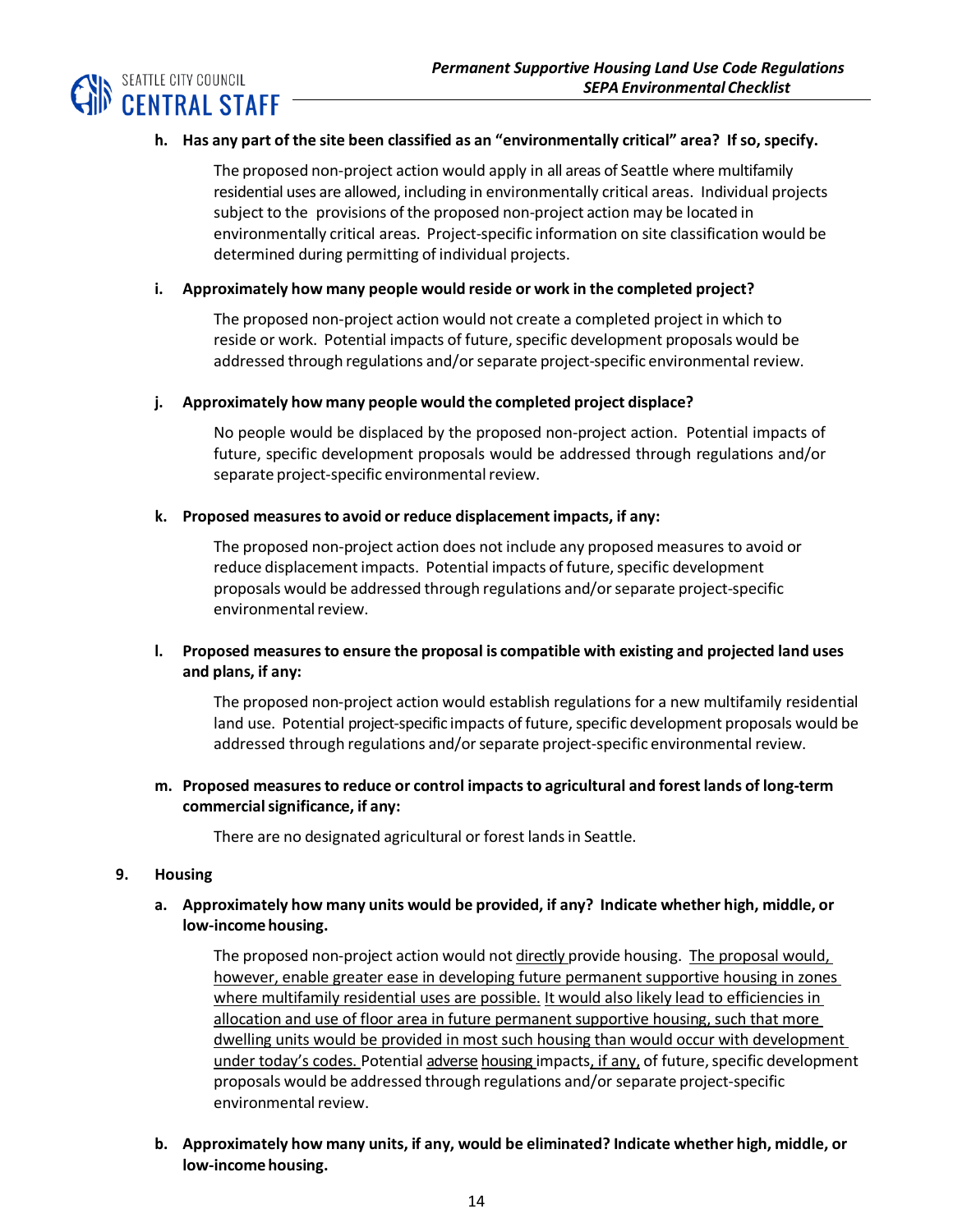**h. Has any part of the site been classified as an "environmentally critical" area? If so, specify.**

The proposed non-project action would apply in all areas of Seattle where multifamily residential uses are allowed, including in environmentally critical areas. Individual projects subject to the provisions of the proposed non-project action may be located in environmentally critical areas. Project-specific information on site classification would be determined during permitting of individual projects.

**i. Approximately how many people would reside or work in the completed project?**

The proposed non-project action would not create a completed project in which to reside or work. Potential impacts of future, specific development proposals would be addressed through regulations and/or separate project-specific environmental review.

**j. Approximately how many people would the completed project displace?**

No people would be displaced by the proposed non-project action. Potential impacts of future, specific development proposals would be addressed through regulations and/or separate project-specific environmental review.

**k. Proposed measures to avoid or reduce displacement impacts, if any:**

The proposed non-project action does not include any proposed measures to avoid or reduce displacement impacts. Potential impacts of future, specific development proposals would be addressed through regulations and/or separate project-specific environmental review.

**l. Proposed measures to ensure the proposal is compatible with existing and projected land uses and plans, if any:**

The proposed non-project action would establish regulations for a new multifamily residential land use. Potential project-specific impacts of future, specific development proposals would be addressed through regulations and/or separate project-specific environmental review.

**m. Proposed measures to reduce or control impacts to agricultural and forest lands of long-term commercial significance, if any:**

There are no designated agricultural or forest lands in Seattle.

**9. Housing**

**a. Approximately how many units would be provided, if any? Indicate whether high, middle, or low-income housing.**

The proposed non-project action would not directly provide housing. The proposal would, however, enable greater ease in developing future permanent supportive housing in zones where multifamily residential uses are possible. It would also likely lead to efficiencies in allocation and use of floor area in future permanent supportive housing, such that more dwelling units would be provided in most such housing than would occur with development under today's codes. Potential adverse housing impacts, if any, of future, specific development proposals would be addressed through regulations and/or separate project-specific environmental review.

**b. Approximately how many units, if any, would be eliminated? Indicate whether high, middle, or low-income housing.**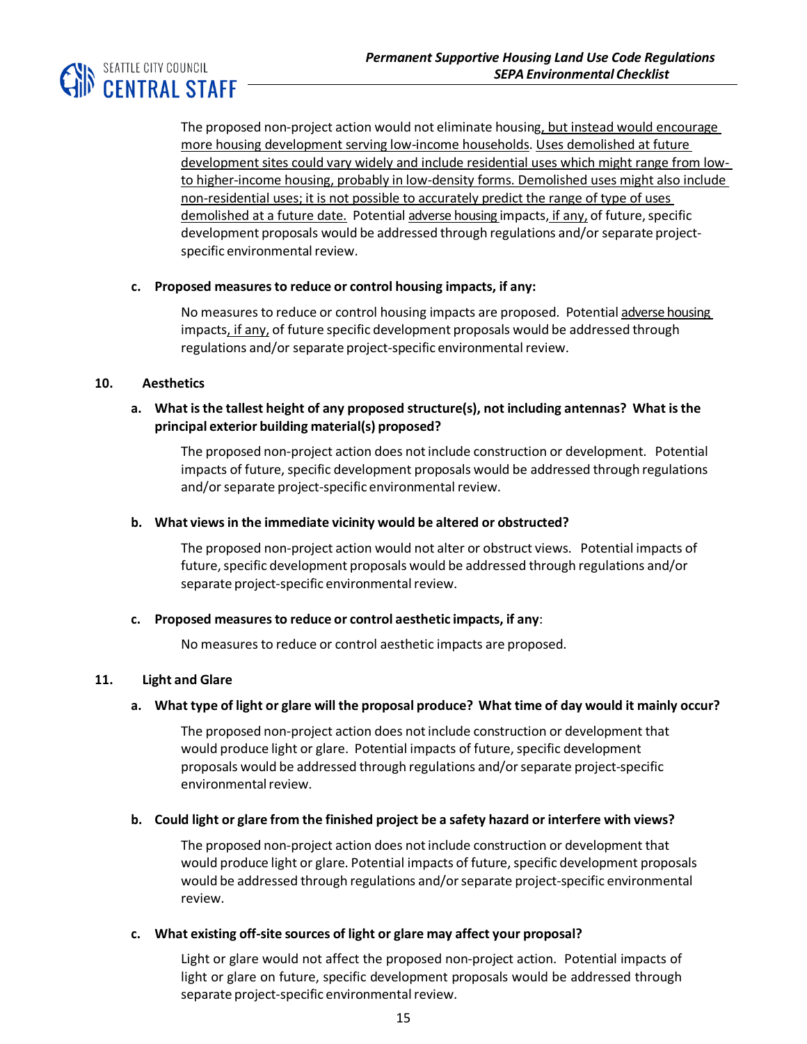The proposed non-project action would not eliminate housing, but instead would encourage more housing development serving low-income households. Uses demolished at future development sites could vary widely and include residential uses which might range from low- to higher-income housing, probably in low-density forms. Demolished uses might also include non-residential uses; it is not possible to accurately predict the range of type of uses demolished at a future date. Potential adverse housing impacts, if any, of future, specific development proposals would be addressed through regulations and/or separate project-specific environmental review.

**c. Proposed measures to reduce or control housing impacts, if any:**

No measures to reduce or control housing impacts are proposed. Potential adverse housing impacts, if any, of future specific development proposals would be addressed through regulations and/or separate project-specific environmental review.

**10. Aesthetics**

**a. What is the tallest height of any proposed structure(s), not including antennas? What is the principal exterior building material(s) proposed?**

The proposed non-project action does not include construction or development. Potential impacts of future, specific development proposals would be addressed through regulations and/or separate project-specific environmental review.

**b. What views in the immediate vicinity would be altered or obstructed?**

The proposed non-project action would not alter or obstruct views. Potential impacts of future, specific development proposals would be addressed through regulations and/or separate project-specific environmental review.

**c. Proposed measures to reduce or control aesthetic impacts, if any:**

No measures to reduce or control aesthetic impacts are proposed.

**11. Light and Glare**

**a. What type of light or glare will the proposal produce? What time of day would it mainly occur?**

The proposed non-project action does not include construction or development that would produce light or glare. Potential impacts of future, specific development proposals would be addressed through regulations and/or separate project-specific environmental review.

**b. Could light or glare from the finished project be a safety hazard or interfere with views?**

The proposed non-project action does not include construction or development that would produce light or glare. Potential impacts of future, specific development proposals would be addressed through regulations and/or separate project-specific environmental review.

**c. What existing off-site sources of light or glare may affect your proposal?**

Light or glare would not affect the proposed non-project action. Potential impacts of light or glare on future, specific development proposals would be addressed through separate project-specific environmental review.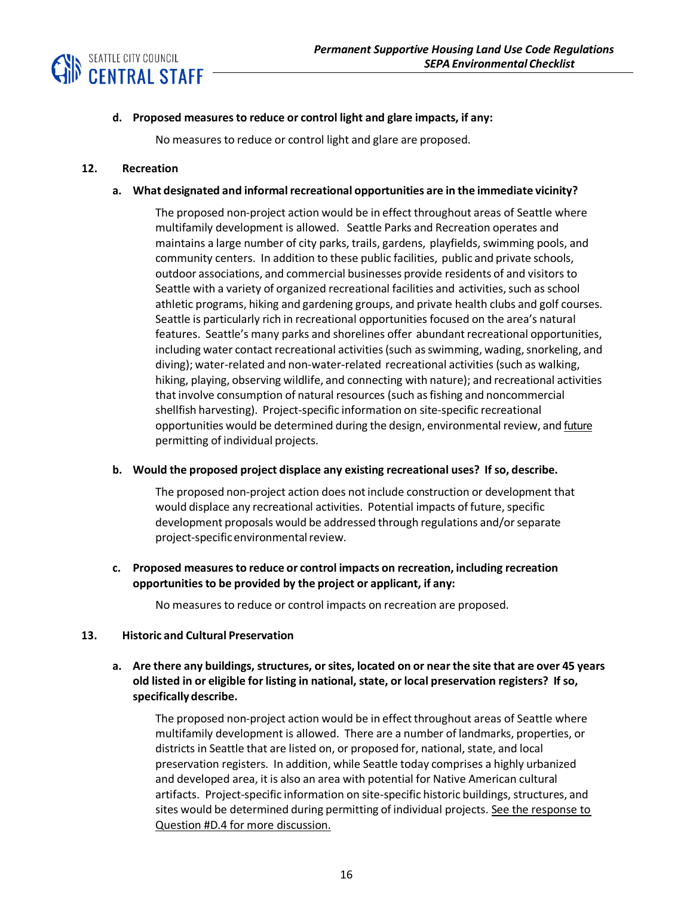**d. Proposed measures to reduce or control light and glare impacts, if any:**

No measures to reduce or control light and glare are proposed.

**12. Recreation**

**a. What designated and informal recreational opportunities are in the immediate vicinity?**

The proposed non-project action would be in effect throughout areas of Seattle where multifamily development is allowed. Seattle Parks and Recreation operates and maintains a large number of city parks, trails, gardens, playfields, swimming pools, and community centers. In addition to these public facilities, public and private schools, outdoor associations, and commercial businesses provide residents of and visitors to Seattle with a variety of organized recreational facilities and activities, such as school athletic programs, hiking and gardening groups, and private health clubs and golf courses. Seattle is particularly rich in recreational opportunities focused on the area's natural features. Seattle's many parks and shorelines offer abundant recreational opportunities, including water contact recreational activities (such as swimming, wading, snorkeling, and diving); water-related and non-water-related recreational activities (such as walking, hiking, playing, observing wildlife, and connecting with nature); and recreational activities that involve consumption of natural resources (such as fishing and noncommercial shellfish harvesting). Project-specific information on site-specific recreational opportunities would be determined during the design, environmental review, and future permitting of individual projects.

**b. Would the proposed project displace any existing recreational uses? If so, describe.**

The proposed non-project action does not include construction or development that would displace any recreational activities. Potential impacts of future, specific development proposals would be addressed through regulations and/or separate project-specific environmental review.

**c. Proposed measures to reduce or control impacts on recreation, including recreation opportunities to be provided by the project or applicant, if any:**

No measures to reduce or control impacts on recreation are proposed.

**13. Historic and Cultural Preservation**

**a. Are there any buildings, structures, or sites, located on or near the site that are over 45 years old listed in or eligible for listing in national, state, or local preservation registers? If so, specifically describe.**

The proposed non-project action would be in effect throughout areas of Seattle where multifamily development is allowed. There are a number of landmarks, properties, or districts in Seattle that are listed on, or proposed for, national, state, and local preservation registers. In addition, while Seattle today comprises a highly urbanized and developed area, it is also an area with potential for Native American cultural artifacts. Project-specific information on site-specific historic buildings, structures, and sites would be determined during permitting of individual projects. See the response to Question #D.4 for more discussion.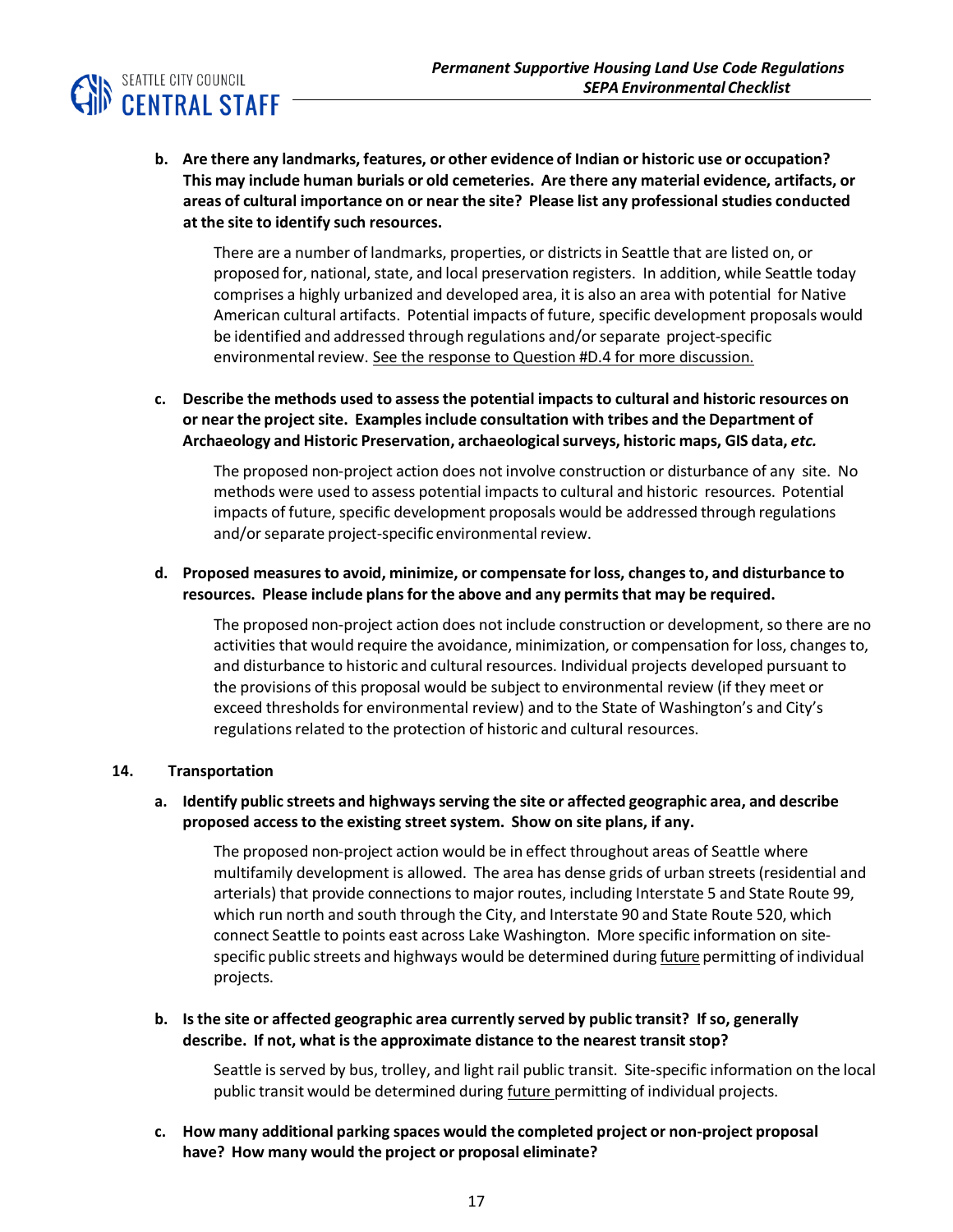**b. Are there any landmarks, features, or other evidence of Indian or historic use or occupation? This may include human burials or old cemeteries. Are there any material evidence, artifacts, or areas of cultural importance on or near the site? Please list any professional studies conducted at the site to identify such resources.**

There are a number of landmarks, properties, or districts in Seattle that are listed on, or proposed for, national, state, and local preservation registers. In addition, while Seattle today comprises a highly urbanized and developed area, it is also an area with potential for Native American cultural artifacts. Potential impacts of future, specific development proposals would be identified and addressed through regulations and/or separate project-specific environmental review. See the response to Question #D.4 for more discussion.

**c. Describe the methods used to assess the potential impacts to cultural and historic resources on or near the project site. Examples include consultation with tribes and the Department of Archaeology and Historic Preservation, archaeological surveys, historic maps, GIS data, *etc.***

The proposed non-project action does not involve construction or disturbance of any site. No methods were used to assess potential impacts to cultural and historic resources. Potential impacts of future, specific development proposals would be addressed through regulations and/or separate project-specific environmental review.

**d. Proposed measures to avoid, minimize, or compensate for loss, changes to, and disturbance to resources. Please include plans for the above and any permits that may be required.**

The proposed non-project action does not include construction or development, so there are no activities that would require the avoidance, minimization, or compensation for loss, changes to, and disturbance to historic and cultural resources. Individual projects developed pursuant to the provisions of this proposal would be subject to environmental review (if they meet or exceed thresholds for environmental review) and to the State of Washington's and City's regulations related to the protection of historic and cultural resources.

**14. Transportation**

**a. Identify public streets and highways serving the site or affected geographic area, and describe proposed access to the existing street system. Show on site plans, if any.**

The proposed non-project action would be in effect throughout areas of Seattle where multifamily development is allowed. The area has dense grids of urban streets (residential and arterials) that provide connections to major routes, including Interstate 5 and State Route 99, which run north and south through the City, and Interstate 90 and State Route 520, which connect Seattle to points east across Lake Washington. More specific information on site-specific public streets and highways would be determined during future permitting of individual projects.

**b. Is the site or affected geographic area currently served by public transit? If so, generally describe. If not, what is the approximate distance to the nearest transit stop?**

Seattle is served by bus, trolley, and light rail public transit. Site-specific information on the local public transit would be determined during future permitting of individual projects.

**c. How many additional parking spaces would the completed project or non-project proposal have? How many would the project or proposal eliminate?**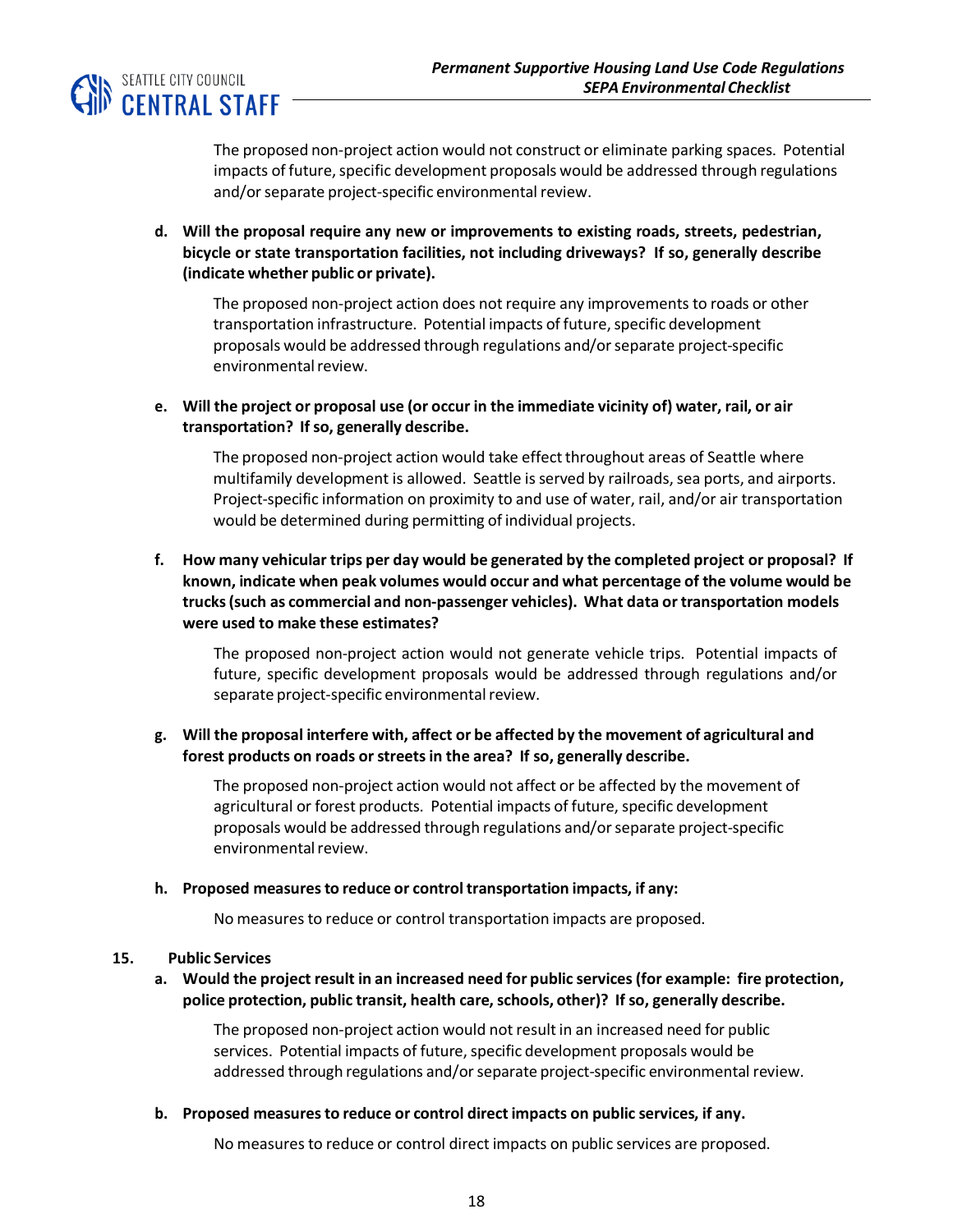The proposed non-project action would not construct or eliminate parking spaces. Potential impacts of future, specific development proposals would be addressed through regulations and/or separate project-specific environmental review.

**d. Will the proposal require any new or improvements to existing roads, streets, pedestrian, bicycle or state transportation facilities, not including driveways? If so, generally describe (indicate whether public or private).**

The proposed non-project action does not require any improvements to roads or other transportation infrastructure. Potential impacts of future, specific development proposals would be addressed through regulations and/or separate project-specific environmental review.

**e. Will the project or proposal use (or occur in the immediate vicinity of) water, rail, or air transportation? If so, generally describe.**

The proposed non-project action would take effect throughout areas of Seattle where multifamily development is allowed. Seattle is served by railroads, sea ports, and airports. Project-specific information on proximity to and use of water, rail, and/or air transportation would be determined during permitting of individual projects.

**f. How many vehicular trips per day would be generated by the completed project or proposal? If known, indicate when peak volumes would occur and what percentage of the volume would be trucks (such as commercial and non-passenger vehicles). What data or transportation models were used to make these estimates?**

The proposed non-project action would not generate vehicle trips. Potential impacts of future, specific development proposals would be addressed through regulations and/or separate project-specific environmental review.

**g. Will the proposal interfere with, affect or be affected by the movement of agricultural and forest products on roads or streets in the area? If so, generally describe.**

The proposed non-project action would not affect or be affected by the movement of agricultural or forest products. Potential impacts of future, specific development proposals would be addressed through regulations and/or separate project-specific environmental review.

**h. Proposed measures to reduce or control transportation impacts, if any:**

No measures to reduce or control transportation impacts are proposed.

**15. Public Services**

**a. Would the project result in an increased need for public services (for example: fire protection, police protection, public transit, health care, schools, other)? If so, generally describe.**

The proposed non-project action would not result in an increased need for public services. Potential impacts of future, specific development proposals would be addressed through regulations and/or separate project-specific environmental review.

**b. Proposed measures to reduce or control direct impacts on public services, if any.**

No measures to reduce or control direct impacts on public services are proposed.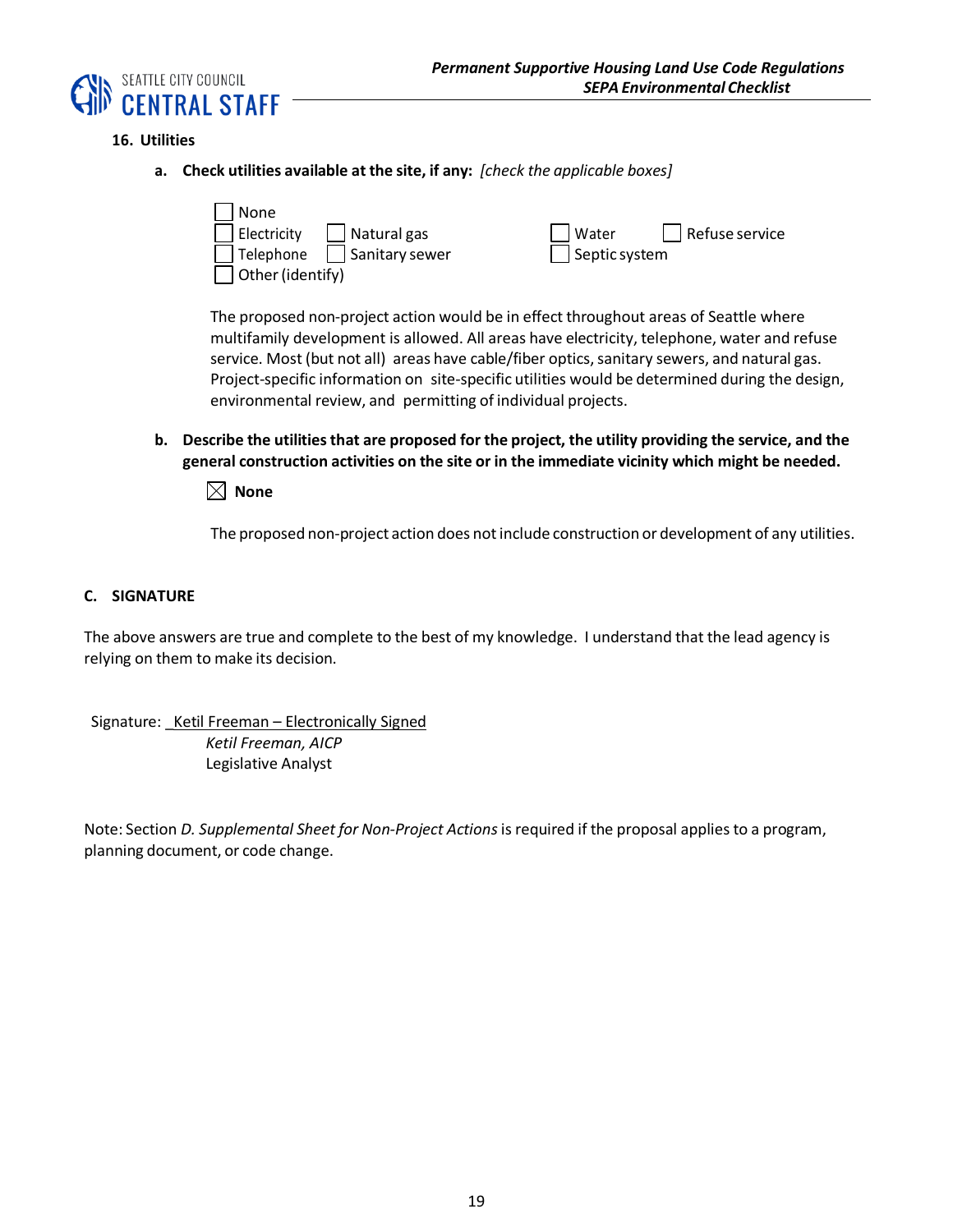### 16. Utilities

**a. Check utilities available at the site, if any:** *[check the applicable boxes]*

- ☐ None
- ☐ Electricity
- ☐ Natural gas
- ☐ Water
- ☐ Refuse service
- ☐ Telephone
- ☐ Sanitary sewer
- ☐ Septic system
- ☐ Other (identify)

The proposed non-project action would be in effect throughout areas of Seattle where multifamily development is allowed. All areas have electricity, telephone, water and refuse service. Most (but not all) areas have cable/fiber optics, sanitary sewers, and natural gas. Project-specific information on site-specific utilities would be determined during the design, environmental review, and permitting of individual projects.

**b. Describe the utilities that are proposed for the project, the utility providing the service, and the general construction activities on the site or in the immediate vicinity which might be needed.**

☒ **None**

The proposed non-project action does not include construction or development of any utilities.

## C. SIGNATURE

The above answers are true and complete to the best of my knowledge. I understand that the lead agency is relying on them to make its decision.

Signature: Ketil Freeman – Electronically Signed
*Ketil Freeman, AICP*
Legislative Analyst

Note: Section *D. Supplemental Sheet for Non-Project Actions* is required if the proposal applies to a program, planning document, or code change.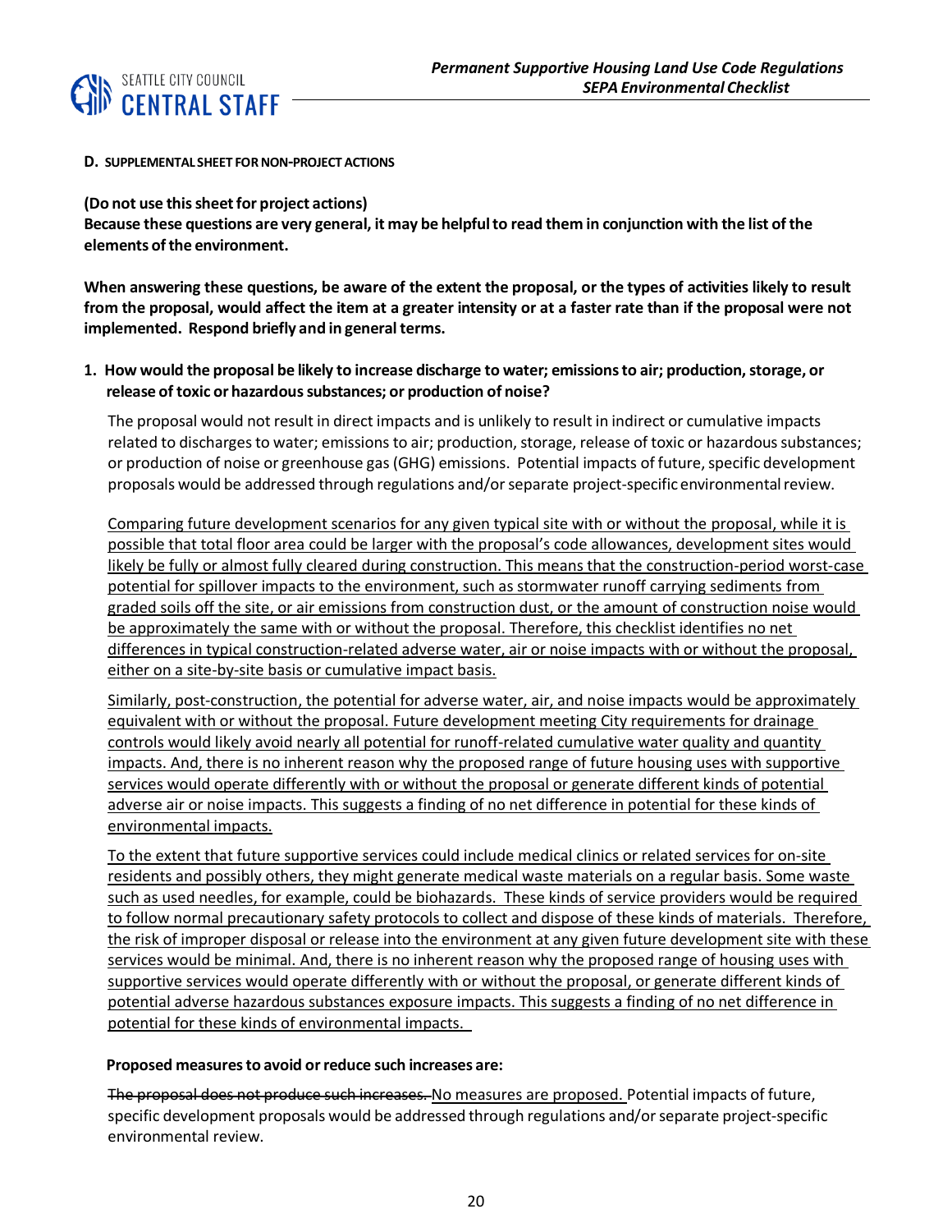**D. SUPPLEMENTAL SHEET FOR NON-PROJECT ACTIONS**

**(Do not use this sheet for project actions)**
**Because these questions are very general, it may be helpful to read them in conjunction with the list of the elements of the environment.**

**When answering these questions, be aware of the extent the proposal, or the types of activities likely to result from the proposal, would affect the item at a greater intensity or at a faster rate than if the proposal were not implemented. Respond briefly and in general terms.**

**1. How would the proposal be likely to increase discharge to water; emissions to air; production, storage, or release of toxic or hazardous substances; or production of noise?**

The proposal would not result in direct impacts and is unlikely to result in indirect or cumulative impacts related to discharges to water; emissions to air; production, storage, release of toxic or hazardous substances; or production of noise or greenhouse gas (GHG) emissions. Potential impacts of future, specific development proposals would be addressed through regulations and/or separate project-specific environmental review.

<u>Comparing future development scenarios for any given typical site with or without the proposal, while it is possible that total floor area could be larger with the proposal's code allowances, development sites would likely be fully or almost fully cleared during construction. This means that the construction-period worst-case potential for spillover impacts to the environment, such as stormwater runoff carrying sediments from graded soils off the site, or air emissions from construction dust, or the amount of construction noise would be approximately the same with or without the proposal. Therefore, this checklist identifies no net differences in typical construction-related adverse water, air or noise impacts with or without the proposal, either on a site-by-site basis or cumulative impact basis.</u>

<u>Similarly, post-construction, the potential for adverse water, air, and noise impacts would be approximately equivalent with or without the proposal. Future development meeting City requirements for drainage controls would likely avoid nearly all potential for runoff-related cumulative water quality and quantity impacts. And, there is no inherent reason why the proposed range of future housing uses with supportive services would operate differently with or without the proposal or generate different kinds of potential adverse air or noise impacts. This suggests a finding of no net difference in potential for these kinds of environmental impacts.</u>

<u>To the extent that future supportive services could include medical clinics or related services for on-site residents and possibly others, they might generate medical waste materials on a regular basis. Some waste such as used needles, for example, could be biohazards. These kinds of service providers would be required to follow normal precautionary safety protocols to collect and dispose of these kinds of materials. Therefore, the risk of improper disposal or release into the environment at any given future development site with these services would be minimal. And, there is no inherent reason why the proposed range of housing uses with supportive services would operate differently with or without the proposal, or generate different kinds of potential adverse hazardous substances exposure impacts. This suggests a finding of no net difference in potential for these kinds of environmental impacts.</u>

**Proposed measures to avoid or reduce such increases are:**

~~The proposal does not produce such increases.~~ <u>No measures are proposed.</u> Potential impacts of future, specific development proposals would be addressed through regulations and/or separate project-specific environmental review.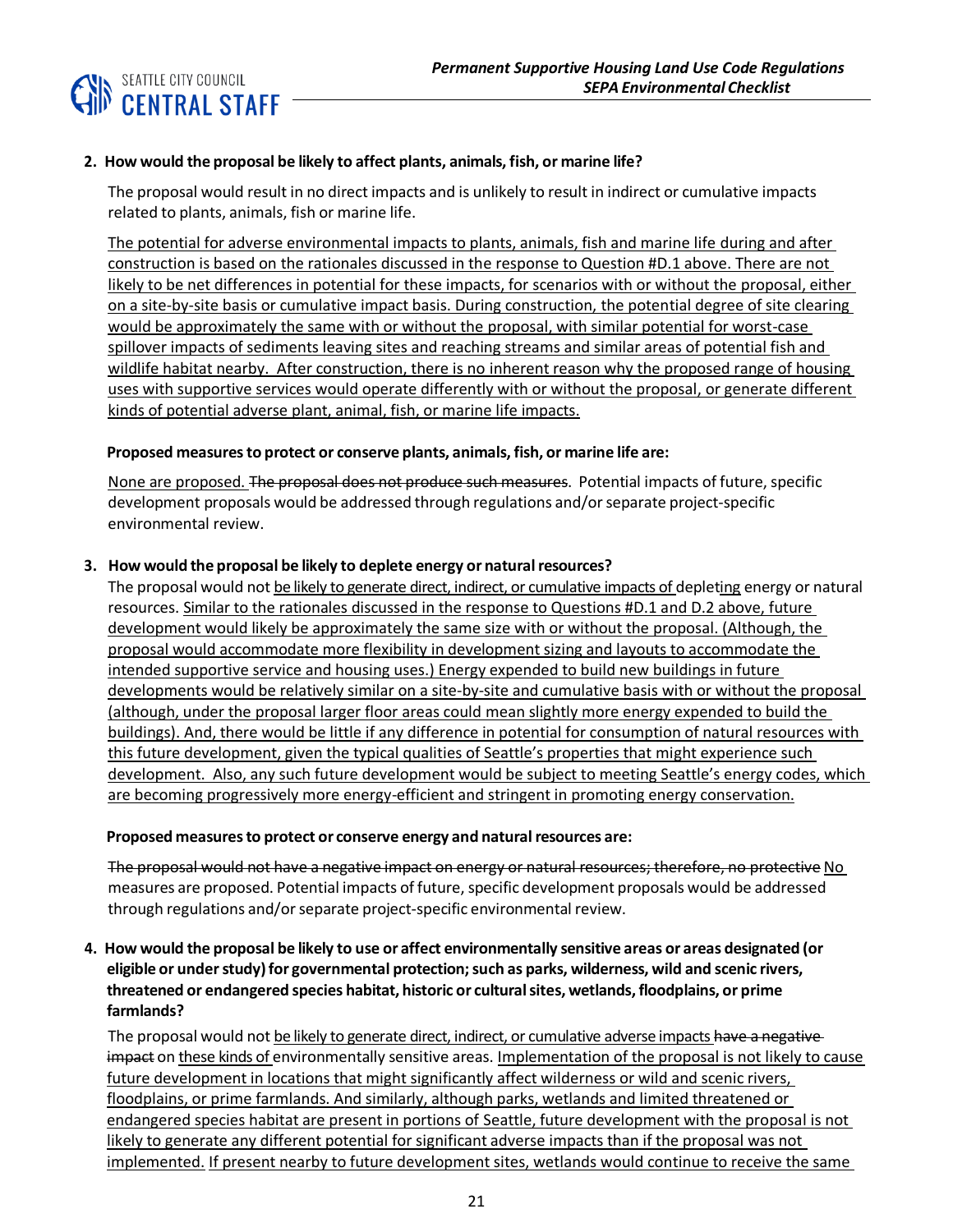**2. How would the proposal be likely to affect plants, animals, fish, or marine life?**

The proposal would result in no direct impacts and is unlikely to result in indirect or cumulative impacts related to plants, animals, fish or marine life.

The potential for adverse environmental impacts to plants, animals, fish and marine life during and after construction is based on the rationales discussed in the response to Question #D.1 above. There are not likely to be net differences in potential for these impacts, for scenarios with or without the proposal, either on a site-by-site basis or cumulative impact basis. During construction, the potential degree of site clearing would be approximately the same with or without the proposal, with similar potential for worst-case spillover impacts of sediments leaving sites and reaching streams and similar areas of potential fish and wildlife habitat nearby. After construction, there is no inherent reason why the proposed range of housing uses with supportive services would operate differently with or without the proposal, or generate different kinds of potential adverse plant, animal, fish, or marine life impacts.

**Proposed measures to protect or conserve plants, animals, fish, or marine life are:**

None are proposed. ~~The proposal does not produce such measures~~. Potential impacts of future, specific development proposals would be addressed through regulations and/or separate project-specific environmental review.

**3. How would the proposal be likely to deplete energy or natural resources?**

The proposal would not be likely to generate direct, indirect, or cumulative impacts of depleting energy or natural resources. Similar to the rationales discussed in the response to Questions #D.1 and D.2 above, future development would likely be approximately the same size with or without the proposal. (Although, the proposal would accommodate more flexibility in development sizing and layouts to accommodate the intended supportive service and housing uses.) Energy expended to build new buildings in future developments would be relatively similar on a site-by-site and cumulative basis with or without the proposal (although, under the proposal larger floor areas could mean slightly more energy expended to build the buildings). And, there would be little if any difference in potential for consumption of natural resources with this future development, given the typical qualities of Seattle's properties that might experience such development. Also, any such future development would be subject to meeting Seattle's energy codes, which are becoming progressively more energy-efficient and stringent in promoting energy conservation.

**Proposed measures to protect or conserve energy and natural resources are:**

~~The proposal would not have a negative impact on energy or natural resources; therefore, no protective~~ No measures are proposed. Potential impacts of future, specific development proposals would be addressed through regulations and/or separate project-specific environmental review.

**4. How would the proposal be likely to use or affect environmentally sensitive areas or areas designated (or eligible or under study) for governmental protection; such as parks, wilderness, wild and scenic rivers, threatened or endangered species habitat, historic or cultural sites, wetlands, floodplains, or prime farmlands?**

The proposal would not be likely to generate direct, indirect, or cumulative adverse impacts ~~have a negative impact~~ on these kinds of environmentally sensitive areas. Implementation of the proposal is not likely to cause future development in locations that might significantly affect wilderness or wild and scenic rivers, floodplains, or prime farmlands. And similarly, although parks, wetlands and limited threatened or endangered species habitat are present in portions of Seattle, future development with the proposal is not likely to generate any different potential for significant adverse impacts than if the proposal was not implemented. If present nearby to future development sites, wetlands would continue to receive the same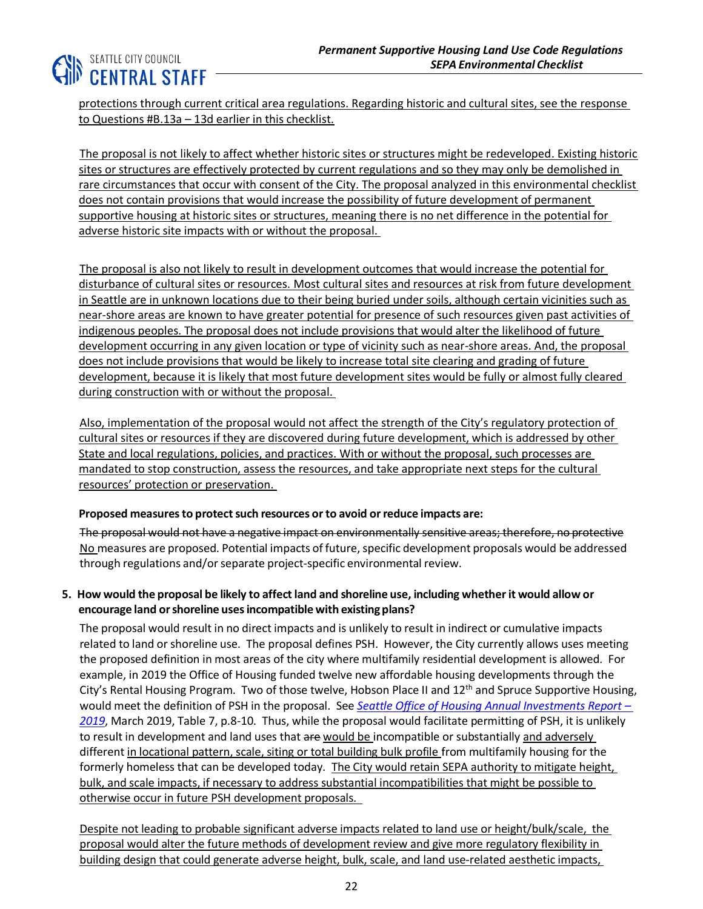<u>protections through current critical area regulations. Regarding historic and cultural sites, see the response to Questions #B.13a – 13d earlier in this checklist.</u>

<u>The proposal is not likely to affect whether historic sites or structures might be redeveloped. Existing historic sites or structures are effectively protected by current regulations and so they may only be demolished in rare circumstances that occur with consent of the City. The proposal analyzed in this environmental checklist does not contain provisions that would increase the possibility of future development of permanent supportive housing at historic sites or structures, meaning there is no net difference in the potential for adverse historic site impacts with or without the proposal.</u>

<u>The proposal is also not likely to result in development outcomes that would increase the potential for disturbance of cultural sites or resources. Most cultural sites and resources at risk from future development in Seattle are in unknown locations due to their being buried under soils, although certain vicinities such as near-shore areas are known to have greater potential for presence of such resources given past activities of indigenous peoples. The proposal does not include provisions that would alter the likelihood of future development occurring in any given location or type of vicinity such as near-shore areas. And, the proposal does not include provisions that would be likely to increase total site clearing and grading of future development, because it is likely that most future development sites would be fully or almost fully cleared during construction with or without the proposal.</u>

<u>Also, implementation of the proposal would not affect the strength of the City's regulatory protection of cultural sites or resources if they are discovered during future development, which is addressed by other State and local regulations, policies, and practices. With or without the proposal, such processes are mandated to stop construction, assess the resources, and take appropriate next steps for the cultural resources' protection or preservation.</u>

**Proposed measures to protect such resources or to avoid or reduce impacts are:**

~~The proposal would not have a negative impact on environmentally sensitive areas; therefore, no protective~~ <u>No</u> measures are proposed. Potential impacts of future, specific development proposals would be addressed through regulations and/or separate project-specific environmental review.

5. **How would the proposal be likely to affect land and shoreline use, including whether it would allow or encourage land or shoreline uses incompatible with existing plans?**

The proposal would result in no direct impacts and is unlikely to result in indirect or cumulative impacts related to land or shoreline use. The proposal defines PSH. However, the City currently allows uses meeting the proposed definition in most areas of the city where multifamily residential development is allowed. For example, in 2019 the Office of Housing funded twelve new affordable housing developments through the City's Rental Housing Program. Two of those twelve, Hobson Place II and 12th and Spruce Supportive Housing, would meet the definition of PSH in the proposal. See *Seattle Office of Housing Annual Investments Report – 2019*, March 2019, Table 7, p.8-10. Thus, while the proposal would facilitate permitting of PSH, it is unlikely to result in development and land uses that ~~are~~ <u>would be</u> incompatible or substantially <u>and adversely</u> different <u>in locational pattern, scale, siting or total building bulk profile</u> from multifamily housing for the formerly homeless that can be developed today. <u>The City would retain SEPA authority to mitigate height, bulk, and scale impacts, if necessary to address substantial incompatibilities that might be possible to otherwise occur in future PSH development proposals.</u>

<u>Despite not leading to probable significant adverse impacts related to land use or height/bulk/scale, the proposal would alter the future methods of development review and give more regulatory flexibility in building design that could generate adverse height, bulk, scale, and land use-related aesthetic impacts,</u>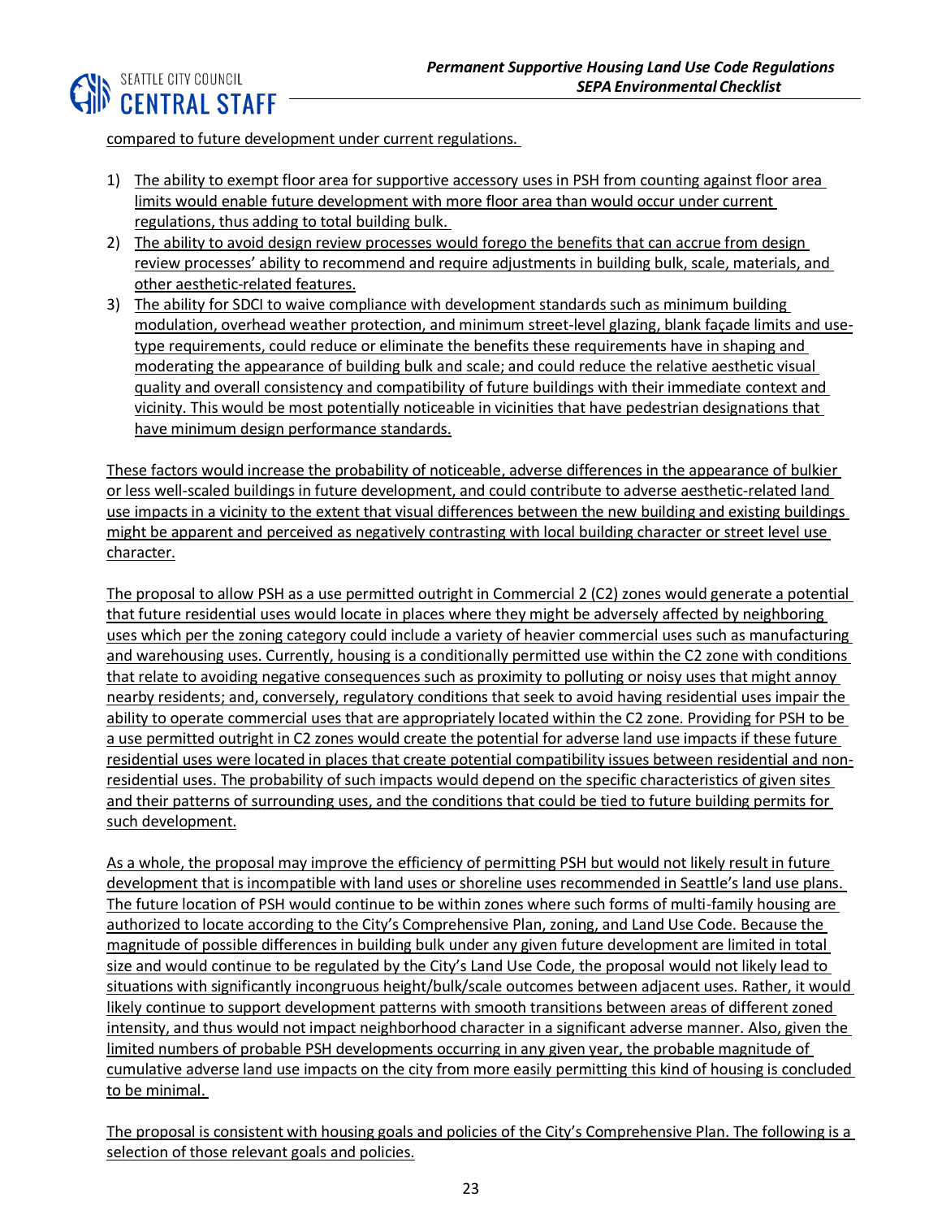compared to future development under current regulations.

1) The ability to exempt floor area for supportive accessory uses in PSH from counting against floor area limits would enable future development with more floor area than would occur under current regulations, thus adding to total building bulk.
2) The ability to avoid design review processes would forego the benefits that can accrue from design review processes' ability to recommend and require adjustments in building bulk, scale, materials, and other aesthetic-related features.
3) The ability for SDCI to waive compliance with development standards such as minimum building modulation, overhead weather protection, and minimum street-level glazing, blank façade limits and use-type requirements, could reduce or eliminate the benefits these requirements have in shaping and moderating the appearance of building bulk and scale; and could reduce the relative aesthetic visual quality and overall consistency and compatibility of future buildings with their immediate context and vicinity. This would be most potentially noticeable in vicinities that have pedestrian designations that have minimum design performance standards.

These factors would increase the probability of noticeable, adverse differences in the appearance of bulkier or less well-scaled buildings in future development, and could contribute to adverse aesthetic-related land use impacts in a vicinity to the extent that visual differences between the new building and existing buildings might be apparent and perceived as negatively contrasting with local building character or street level use character.

The proposal to allow PSH as a use permitted outright in Commercial 2 (C2) zones would generate a potential that future residential uses would locate in places where they might be adversely affected by neighboring uses which per the zoning category could include a variety of heavier commercial uses such as manufacturing and warehousing uses. Currently, housing is a conditionally permitted use within the C2 zone with conditions that relate to avoiding negative consequences such as proximity to polluting or noisy uses that might annoy nearby residents; and, conversely, regulatory conditions that seek to avoid having residential uses impair the ability to operate commercial uses that are appropriately located within the C2 zone. Providing for PSH to be a use permitted outright in C2 zones would create the potential for adverse land use impacts if these future residential uses were located in places that create potential compatibility issues between residential and non-residential uses. The probability of such impacts would depend on the specific characteristics of given sites and their patterns of surrounding uses, and the conditions that could be tied to future building permits for such development.

As a whole, the proposal may improve the efficiency of permitting PSH but would not likely result in future development that is incompatible with land uses or shoreline uses recommended in Seattle's land use plans. The future location of PSH would continue to be within zones where such forms of multi-family housing are authorized to locate according to the City's Comprehensive Plan, zoning, and Land Use Code. Because the magnitude of possible differences in building bulk under any given future development are limited in total size and would continue to be regulated by the City's Land Use Code, the proposal would not likely lead to situations with significantly incongruous height/bulk/scale outcomes between adjacent uses. Rather, it would likely continue to support development patterns with smooth transitions between areas of different zoned intensity, and thus would not impact neighborhood character in a significant adverse manner. Also, given the limited numbers of probable PSH developments occurring in any given year, the probable magnitude of cumulative adverse land use impacts on the city from more easily permitting this kind of housing is concluded to be minimal.

The proposal is consistent with housing goals and policies of the City's Comprehensive Plan. The following is a selection of those relevant goals and policies.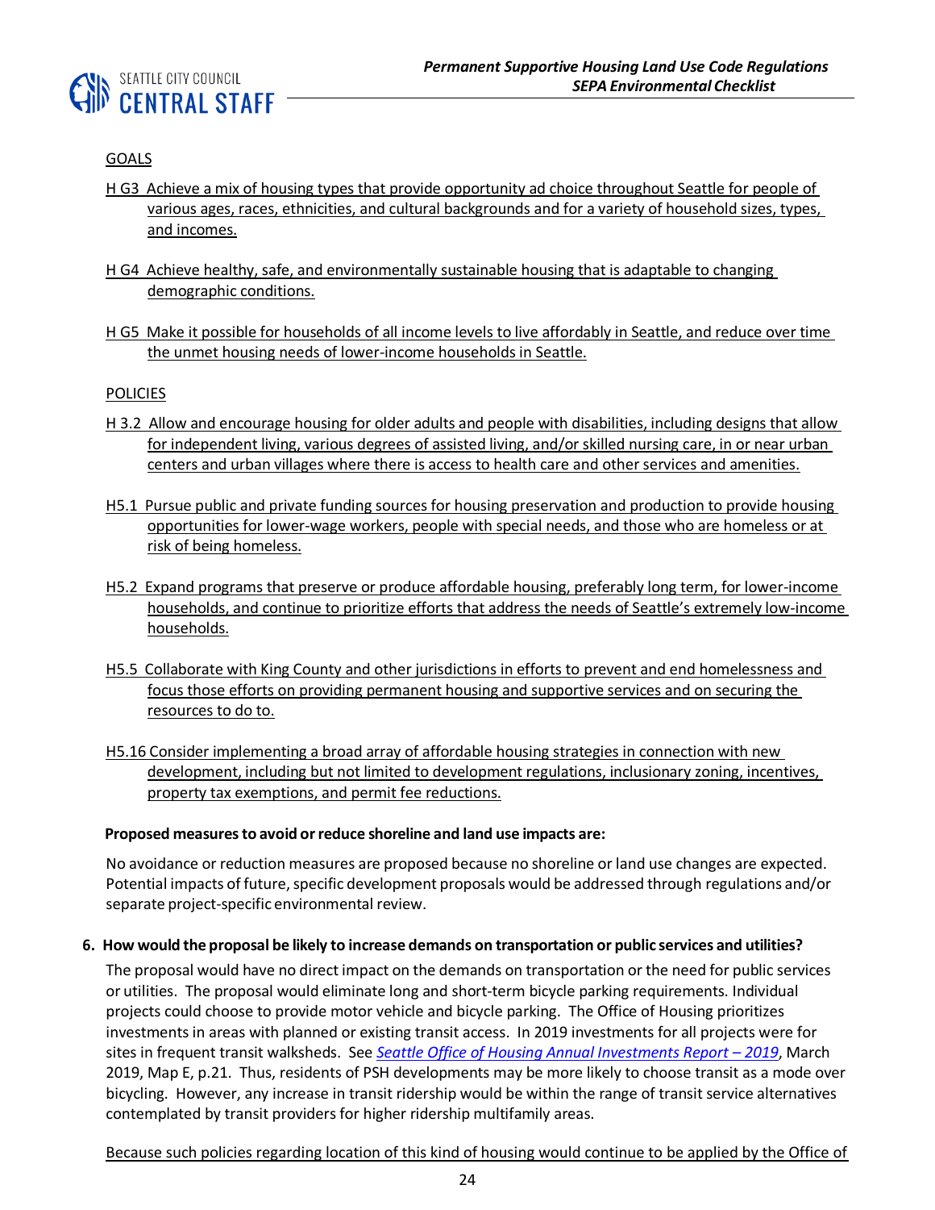GOALS

H G3  Achieve a mix of housing types that provide opportunity ad choice throughout Seattle for people of various ages, races, ethnicities, and cultural backgrounds and for a variety of household sizes, types, and incomes.

H G4  Achieve healthy, safe, and environmentally sustainable housing that is adaptable to changing demographic conditions.

H G5  Make it possible for households of all income levels to live affordably in Seattle, and reduce over time the unmet housing needs of lower-income households in Seattle.

POLICIES

H 3.2  Allow and encourage housing for older adults and people with disabilities, including designs that allow for independent living, various degrees of assisted living, and/or skilled nursing care, in or near urban centers and urban villages where there is access to health care and other services and amenities.

H5.1  Pursue public and private funding sources for housing preservation and production to provide housing opportunities for lower-wage workers, people with special needs, and those who are homeless or at risk of being homeless.

H5.2  Expand programs that preserve or produce affordable housing, preferably long term, for lower-income households, and continue to prioritize efforts that address the needs of Seattle's extremely low-income households.

H5.5  Collaborate with King County and other jurisdictions in efforts to prevent and end homelessness and focus those efforts on providing permanent housing and supportive services and on securing the resources to do to.

H5.16 Consider implementing a broad array of affordable housing strategies in connection with new development, including but not limited to development regulations, inclusionary zoning, incentives, property tax exemptions, and permit fee reductions.

**Proposed measures to avoid or reduce shoreline and land use impacts are:**

No avoidance or reduction measures are proposed because no shoreline or land use changes are expected. Potential impacts of future, specific development proposals would be addressed through regulations and/or separate project-specific environmental review.

**6. How would the proposal be likely to increase demands on transportation or public services and utilities?**

The proposal would have no direct impact on the demands on transportation or the need for public services or utilities. The proposal would eliminate long and short-term bicycle parking requirements. Individual projects could choose to provide motor vehicle and bicycle parking. The Office of Housing prioritizes investments in areas with planned or existing transit access. In 2019 investments for all projects were for sites in frequent transit walksheds. See *Seattle Office of Housing Annual Investments Report – 2019*, March 2019, Map E, p.21. Thus, residents of PSH developments may be more likely to choose transit as a mode over bicycling. However, any increase in transit ridership would be within the range of transit service alternatives contemplated by transit providers for higher ridership multifamily areas.

Because such policies regarding location of this kind of housing would continue to be applied by the Office of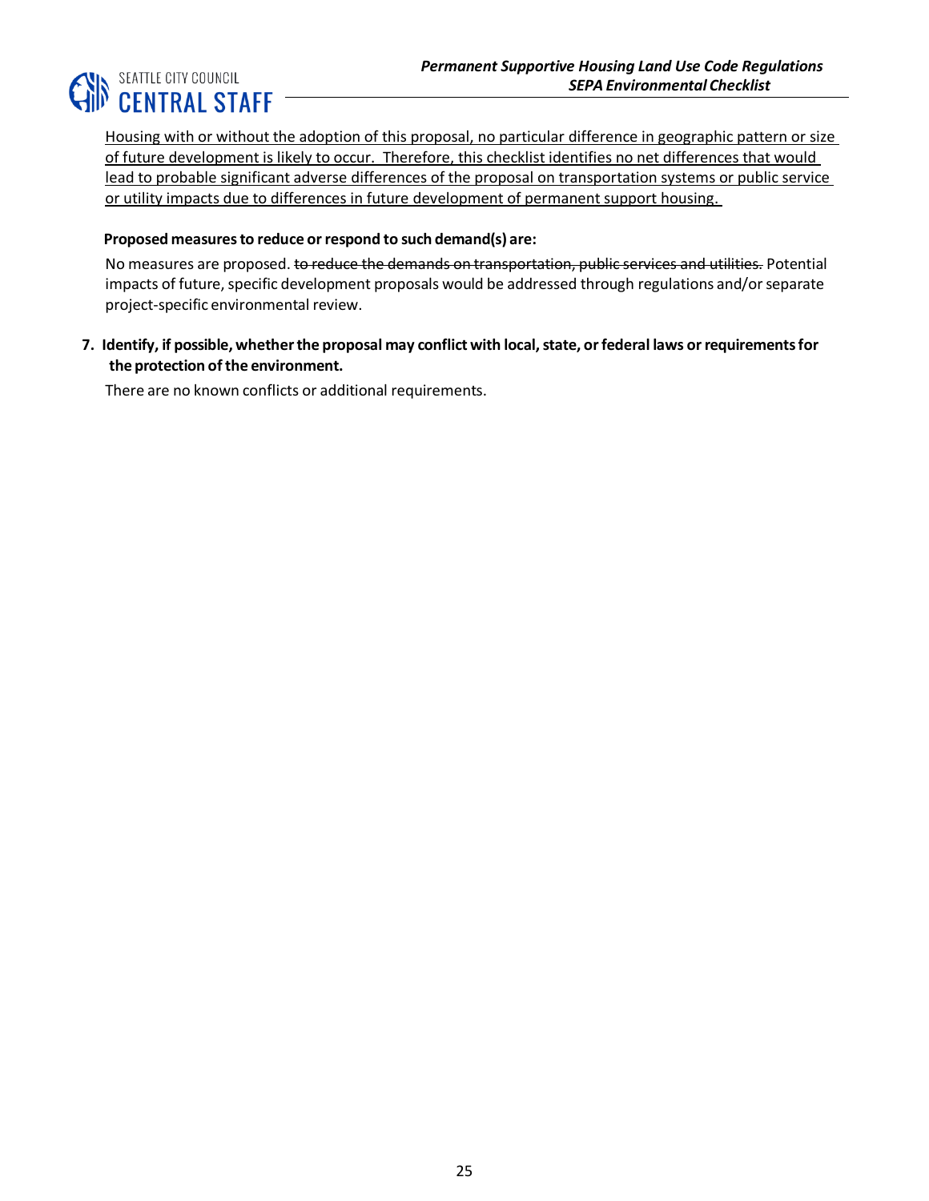<u>Housing with or without the adoption of this proposal, no particular difference in geographic pattern or size of future development is likely to occur. Therefore, this checklist identifies no net differences that would lead to probable significant adverse differences of the proposal on transportation systems or public service or utility impacts due to differences in future development of permanent support housing.</u>

**Proposed measures to reduce or respond to such demand(s) are:**

No measures are proposed. ~~to reduce the demands on transportation, public services and utilities.~~ Potential impacts of future, specific development proposals would be addressed through regulations and/or separate project-specific environmental review.

**7. Identify, if possible, whether the proposal may conflict with local, state, or federal laws or requirements for the protection of the environment.**

There are no known conflicts or additional requirements.